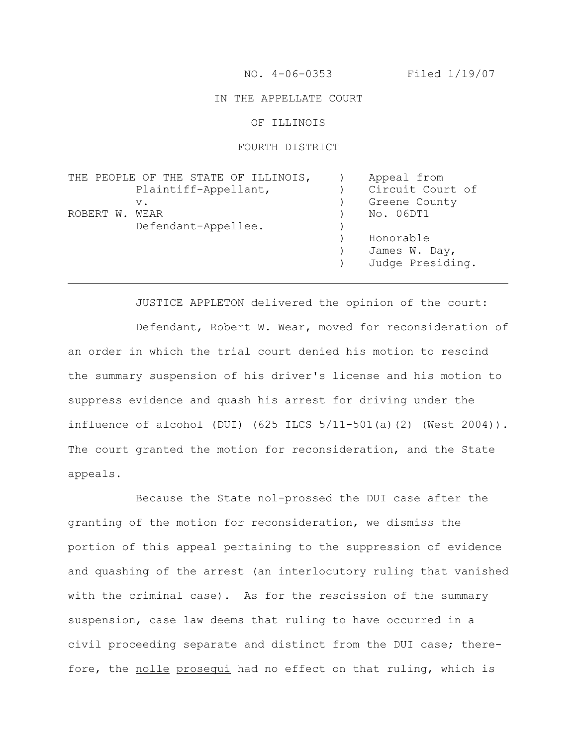NO. 4-06-0353 Filed 1/19/07

IN THE APPELLATE COURT

OF ILLINOIS

FOURTH DISTRICT

| | | |
|---|---|---|
| THE PEOPLE OF THE STATE OF ILLINOIS, | ) | Appeal from |
| Plaintiff-Appellant, | ) | Circuit Court of |
| v. | ) | Greene County |
| ROBERT W. WEAR | ) | No. 06DT1 |
| Defendant-Appellee. | ) | |
| | ) | Honorable |
| | ) | James W. Day, |
| | ) | Judge Presiding. |

---

JUSTICE APPLETON delivered the opinion of the court:

Defendant, Robert W. Wear, moved for reconsideration of an order in which the trial court denied his motion to rescind the summary suspension of his driver's license and his motion to suppress evidence and quash his arrest for driving under the influence of alcohol (DUI) (625 ILCS 5/11-501(a)(2) (West 2004)). The court granted the motion for reconsideration, and the State appeals.

Because the State nol-prossed the DUI case after the granting of the motion for reconsideration, we dismiss the portion of this appeal pertaining to the suppression of evidence and quashing of the arrest (an interlocutory ruling that vanished with the criminal case). As for the rescission of the summary suspension, case law deems that ruling to have occurred in a civil proceeding separate and distinct from the DUI case; therefore, the _nolle prosequi_ had no effect on that ruling, which is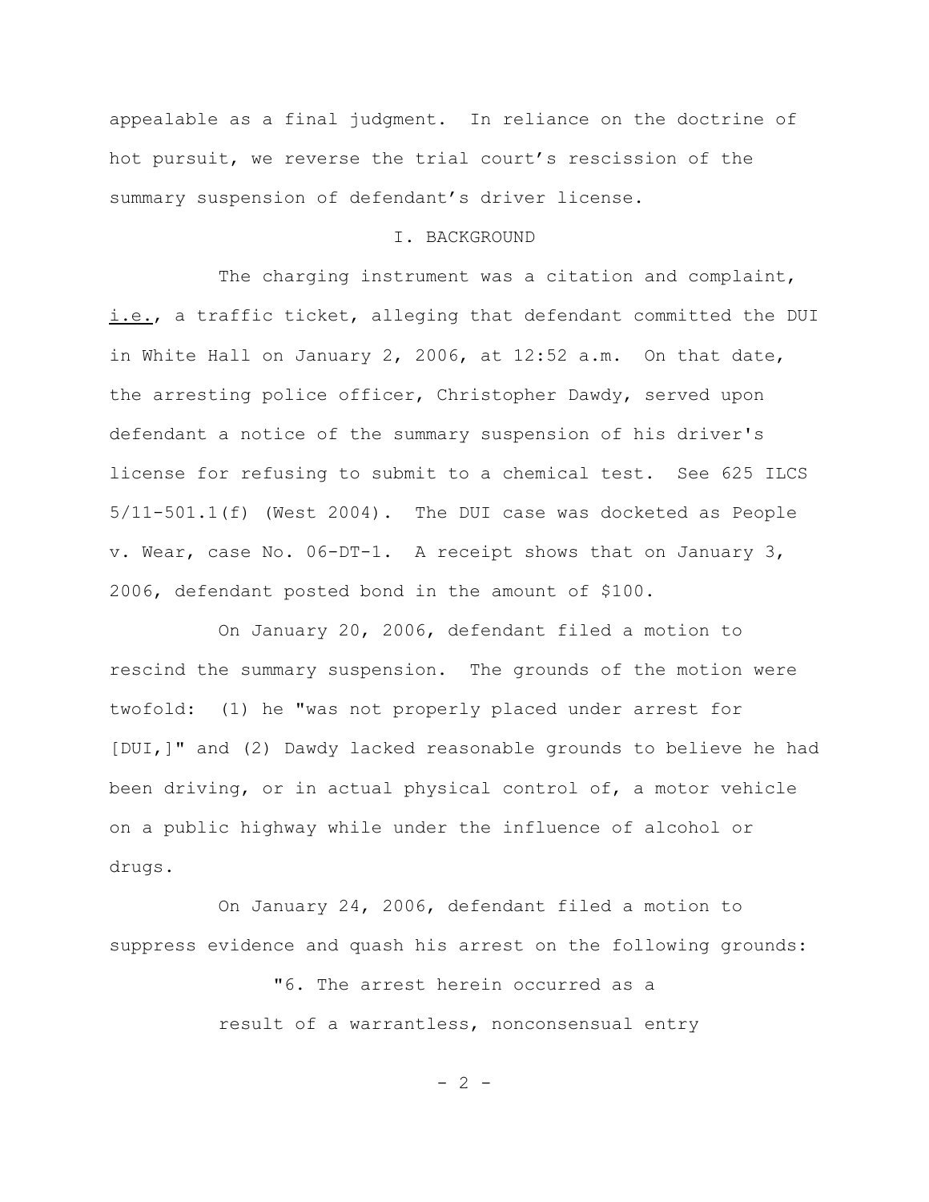appealable as a final judgment. In reliance on the doctrine of hot pursuit, we reverse the trial court's rescission of the summary suspension of defendant's driver license.

## I. BACKGROUND

The charging instrument was a citation and complaint, _i.e._, a traffic ticket, alleging that defendant committed the DUI in White Hall on January 2, 2006, at 12:52 a.m. On that date, the arresting police officer, Christopher Dawdy, served upon defendant a notice of the summary suspension of his driver's license for refusing to submit to a chemical test. See 625 ILCS 5/11-501.1(f) (West 2004). The DUI case was docketed as People v. Wear, case No. 06-DT-1. A receipt shows that on January 3, 2006, defendant posted bond in the amount of $100.

On January 20, 2006, defendant filed a motion to rescind the summary suspension. The grounds of the motion were twofold: (1) he "was not properly placed under arrest for [DUI,]" and (2) Dawdy lacked reasonable grounds to believe he had been driving, or in actual physical control of, a motor vehicle on a public highway while under the influence of alcohol or drugs.

On January 24, 2006, defendant filed a motion to suppress evidence and quash his arrest on the following grounds:

> "6. The arrest herein occurred as a result of a warrantless, nonconsensual entry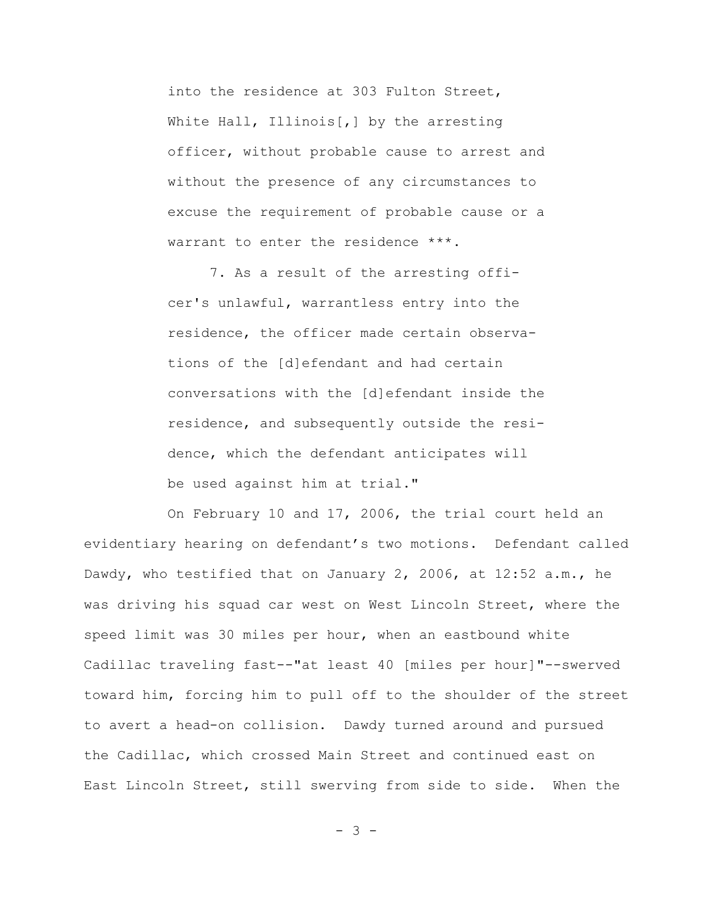> into the residence at 303 Fulton Street, White Hall, Illinois[,] by the arresting officer, without probable cause to arrest and without the presence of any circumstances to excuse the requirement of probable cause or a warrant to enter the residence ***.
>
> 7. As a result of the arresting officer's unlawful, warrantless entry into the residence, the officer made certain observations of the [d]efendant and had certain conversations with the [d]efendant inside the residence, and subsequently outside the residence, which the defendant anticipates will be used against him at trial."

On February 10 and 17, 2006, the trial court held an evidentiary hearing on defendant's two motions. Defendant called Dawdy, who testified that on January 2, 2006, at 12:52 a.m., he was driving his squad car west on West Lincoln Street, where the speed limit was 30 miles per hour, when an eastbound white Cadillac traveling fast--"at least 40 [miles per hour]"--swerved toward him, forcing him to pull off to the shoulder of the street to avert a head-on collision. Dawdy turned around and pursued the Cadillac, which crossed Main Street and continued east on East Lincoln Street, still swerving from side to side. When the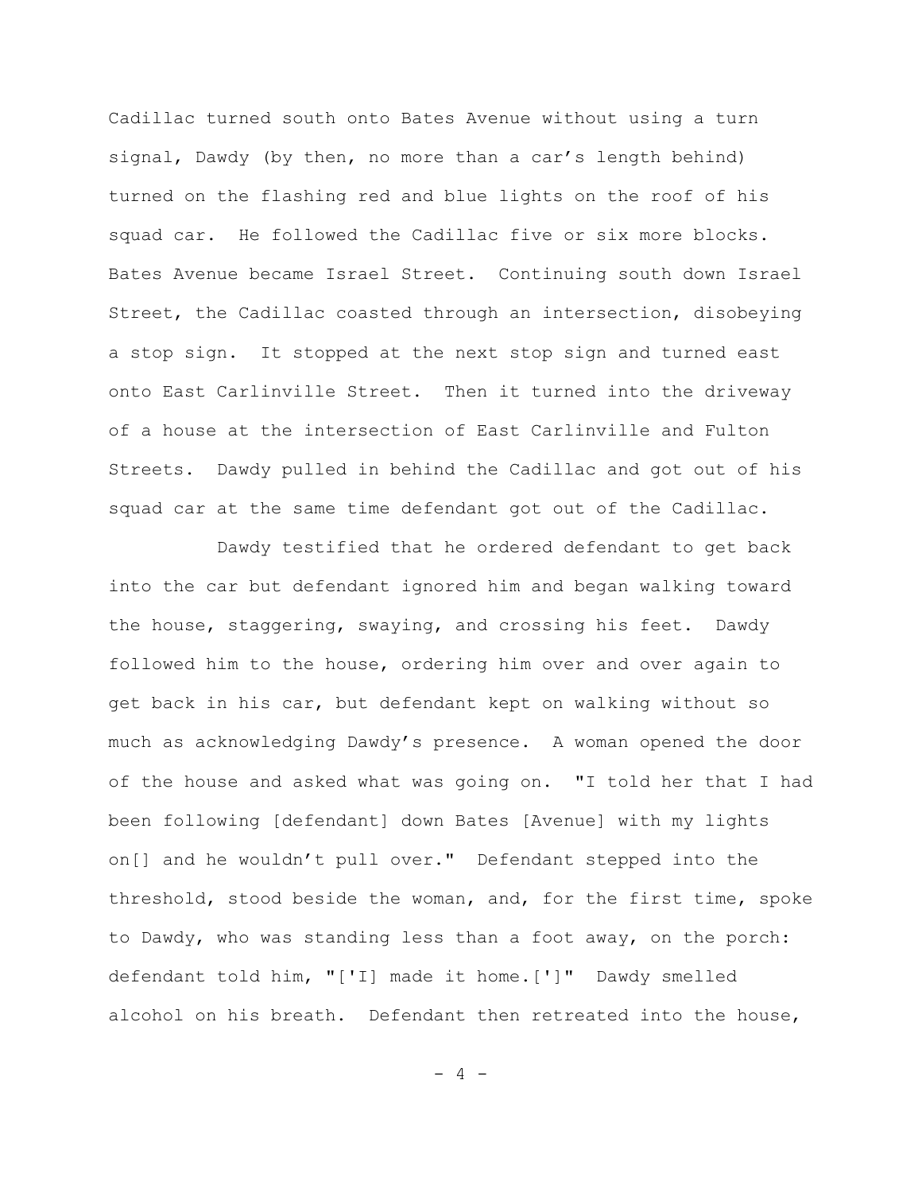Cadillac turned south onto Bates Avenue without using a turn signal, Dawdy (by then, no more than a car's length behind) turned on the flashing red and blue lights on the roof of his squad car. He followed the Cadillac five or six more blocks. Bates Avenue became Israel Street. Continuing south down Israel Street, the Cadillac coasted through an intersection, disobeying a stop sign. It stopped at the next stop sign and turned east onto East Carlinville Street. Then it turned into the driveway of a house at the intersection of East Carlinville and Fulton Streets. Dawdy pulled in behind the Cadillac and got out of his squad car at the same time defendant got out of the Cadillac.

Dawdy testified that he ordered defendant to get back into the car but defendant ignored him and began walking toward the house, staggering, swaying, and crossing his feet. Dawdy followed him to the house, ordering him over and over again to get back in his car, but defendant kept on walking without so much as acknowledging Dawdy's presence. A woman opened the door of the house and asked what was going on. "I told her that I had been following [defendant] down Bates [Avenue] with my lights on[] and he wouldn't pull over." Defendant stepped into the threshold, stood beside the woman, and, for the first time, spoke to Dawdy, who was standing less than a foot away, on the porch: defendant told him, "['I] made it home.[']" Dawdy smelled alcohol on his breath. Defendant then retreated into the house,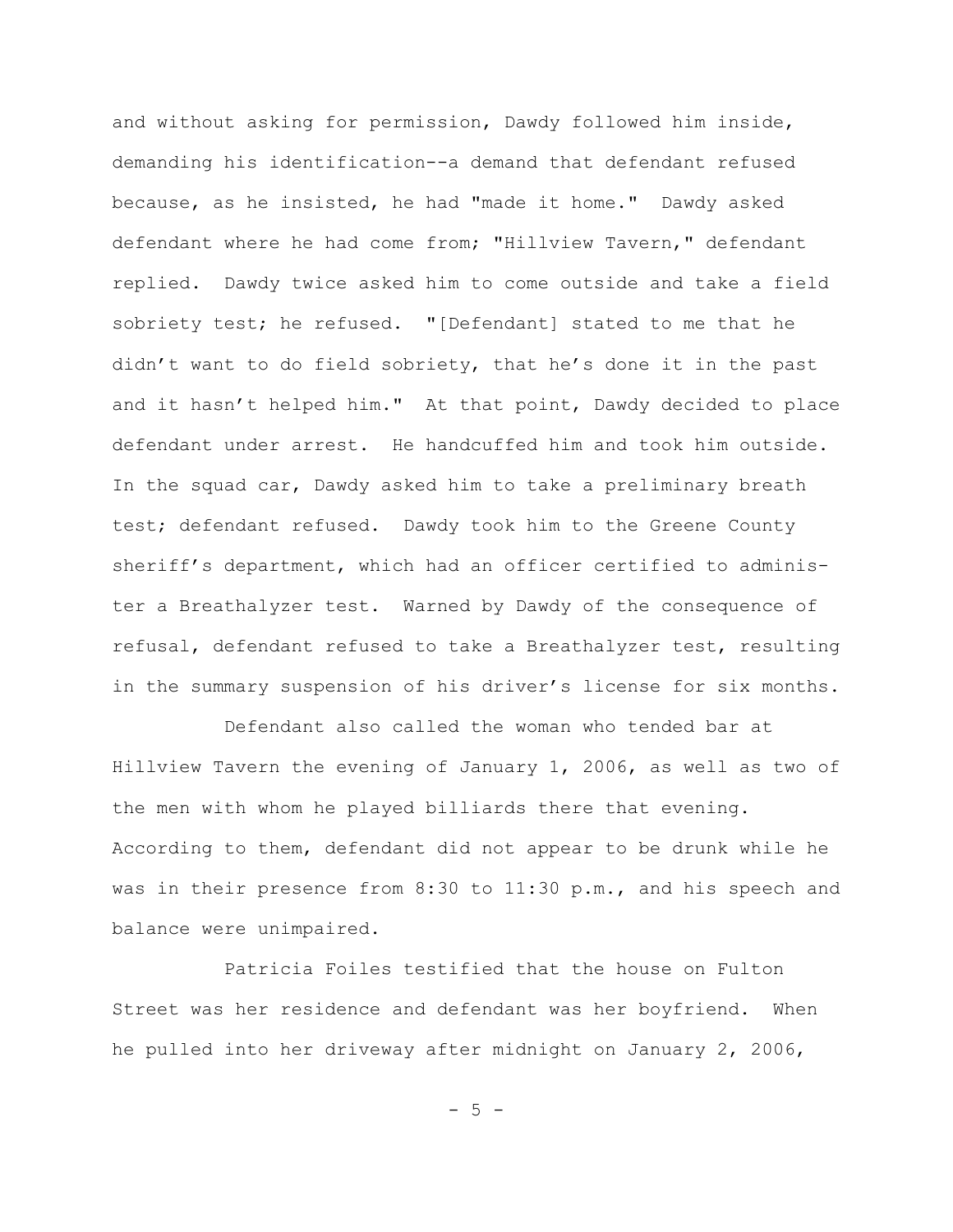and without asking for permission, Dawdy followed him inside, demanding his identification--a demand that defendant refused because, as he insisted, he had "made it home." Dawdy asked defendant where he had come from; "Hillview Tavern," defendant replied. Dawdy twice asked him to come outside and take a field sobriety test; he refused. "[Defendant] stated to me that he didn't want to do field sobriety, that he's done it in the past and it hasn't helped him." At that point, Dawdy decided to place defendant under arrest. He handcuffed him and took him outside. In the squad car, Dawdy asked him to take a preliminary breath test; defendant refused. Dawdy took him to the Greene County sheriff's department, which had an officer certified to administer a Breathalyzer test. Warned by Dawdy of the consequence of refusal, defendant refused to take a Breathalyzer test, resulting in the summary suspension of his driver's license for six months.

Defendant also called the woman who tended bar at Hillview Tavern the evening of January 1, 2006, as well as two of the men with whom he played billiards there that evening. According to them, defendant did not appear to be drunk while he was in their presence from 8:30 to 11:30 p.m., and his speech and balance were unimpaired.

Patricia Foiles testified that the house on Fulton Street was her residence and defendant was her boyfriend. When he pulled into her driveway after midnight on January 2, 2006,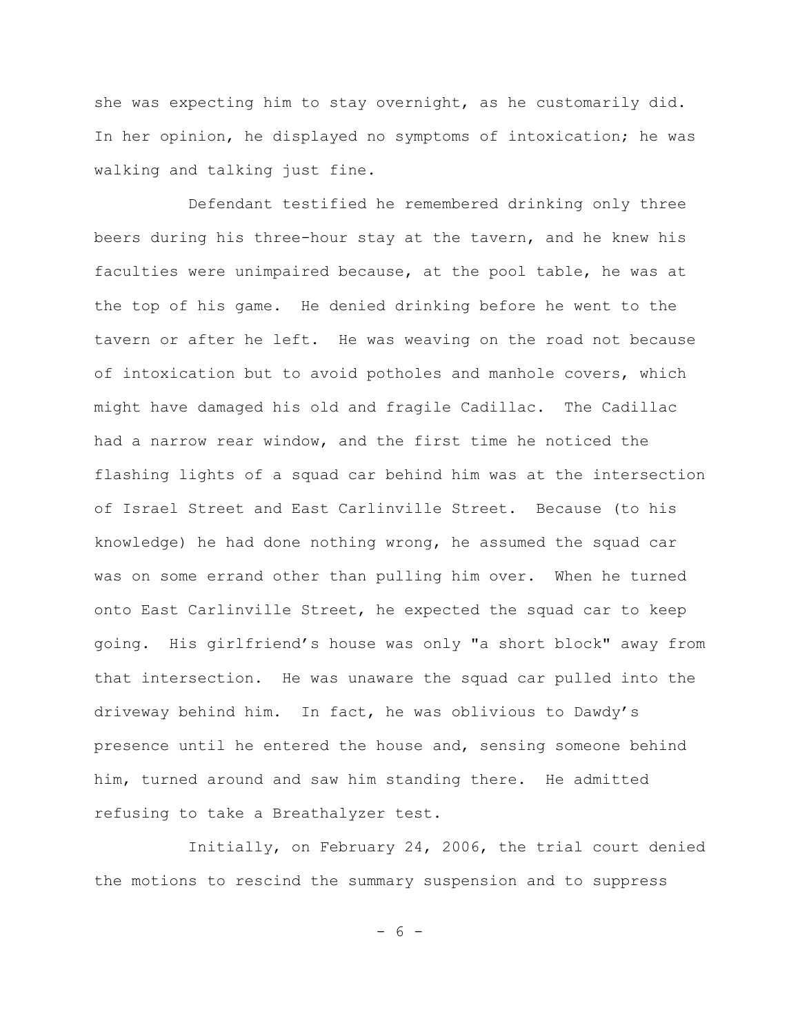she was expecting him to stay overnight, as he customarily did. In her opinion, he displayed no symptoms of intoxication; he was walking and talking just fine.

Defendant testified he remembered drinking only three beers during his three-hour stay at the tavern, and he knew his faculties were unimpaired because, at the pool table, he was at the top of his game. He denied drinking before he went to the tavern or after he left. He was weaving on the road not because of intoxication but to avoid potholes and manhole covers, which might have damaged his old and fragile Cadillac. The Cadillac had a narrow rear window, and the first time he noticed the flashing lights of a squad car behind him was at the intersection of Israel Street and East Carlinville Street. Because (to his knowledge) he had done nothing wrong, he assumed the squad car was on some errand other than pulling him over. When he turned onto East Carlinville Street, he expected the squad car to keep going. His girlfriend's house was only "a short block" away from that intersection. He was unaware the squad car pulled into the driveway behind him. In fact, he was oblivious to Dawdy's presence until he entered the house and, sensing someone behind him, turned around and saw him standing there. He admitted refusing to take a Breathalyzer test.

Initially, on February 24, 2006, the trial court denied the motions to rescind the summary suspension and to suppress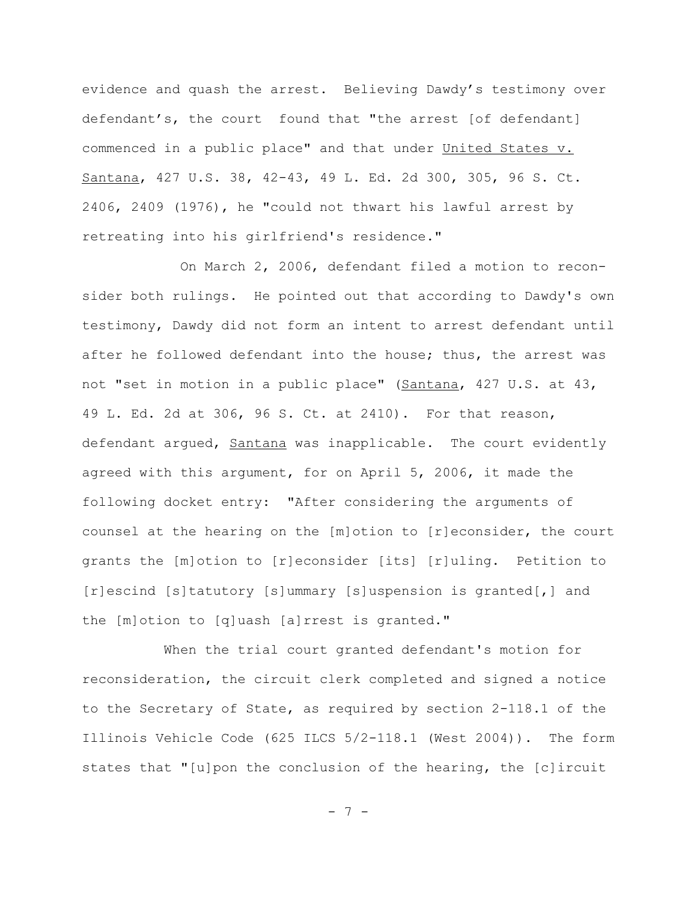evidence and quash the arrest. Believing Dawdy's testimony over defendant's, the court found that "the arrest [of defendant] commenced in a public place" and that under United States v. Santana, 427 U.S. 38, 42-43, 49 L. Ed. 2d 300, 305, 96 S. Ct. 2406, 2409 (1976), he "could not thwart his lawful arrest by retreating into his girlfriend's residence."

On March 2, 2006, defendant filed a motion to reconsider both rulings. He pointed out that according to Dawdy's own testimony, Dawdy did not form an intent to arrest defendant until after he followed defendant into the house; thus, the arrest was not "set in motion in a public place" (Santana, 427 U.S. at 43, 49 L. Ed. 2d at 306, 96 S. Ct. at 2410). For that reason, defendant argued, Santana was inapplicable. The court evidently agreed with this argument, for on April 5, 2006, it made the following docket entry: "After considering the arguments of counsel at the hearing on the [m]otion to [r]econsider, the court grants the [m]otion to [r]econsider [its] [r]uling. Petition to [r]escind [s]tatutory [s]ummary [s]uspension is granted[,] and the [m]otion to [q]uash [a]rrest is granted."

When the trial court granted defendant's motion for reconsideration, the circuit clerk completed and signed a notice to the Secretary of State, as required by section 2-118.1 of the Illinois Vehicle Code (625 ILCS 5/2-118.1 (West 2004)). The form states that "[u]pon the conclusion of the hearing, the [c]ircuit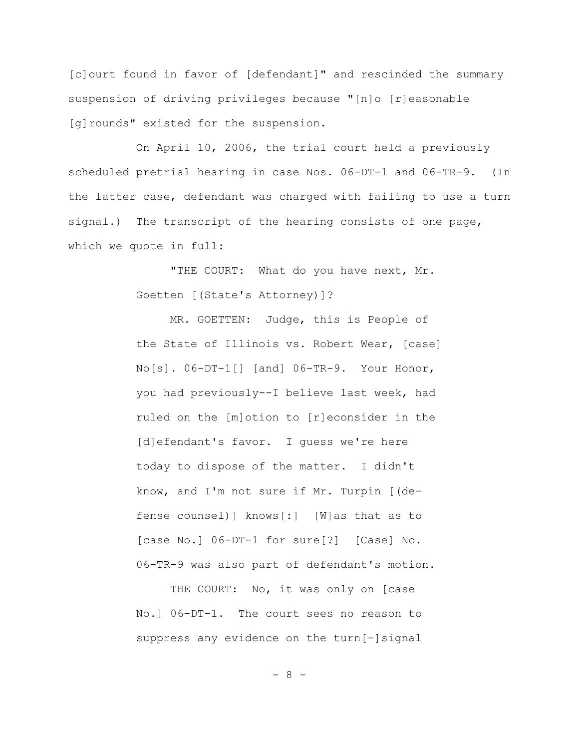[c]ourt found in favor of [defendant]" and rescinded the summary suspension of driving privileges because "[n]o [r]easonable [g]rounds" existed for the suspension.

On April 10, 2006, the trial court held a previously scheduled pretrial hearing in case Nos. 06-DT-1 and 06-TR-9. (In the latter case, defendant was charged with failing to use a turn signal.) The transcript of the hearing consists of one page, which we quote in full:

> "THE COURT: What do you have next, Mr. Goetten [(State's Attorney)]?
>
> MR. GOETTEN: Judge, this is People of the State of Illinois vs. Robert Wear, [case] No[s]. 06-DT-1[] [and] 06-TR-9. Your Honor, you had previously--I believe last week, had ruled on the [m]otion to [r]econsider in the [d]efendant's favor. I guess we're here today to dispose of the matter. I didn't know, and I'm not sure if Mr. Turpin [(defense counsel)] knows[:] [W]as that as to [case No.] 06-DT-1 for sure[?] [Case] No. 06-TR-9 was also part of defendant's motion.
>
> THE COURT: No, it was only on [case No.] 06-DT-1. The court sees no reason to suppress any evidence on the turn[-]signal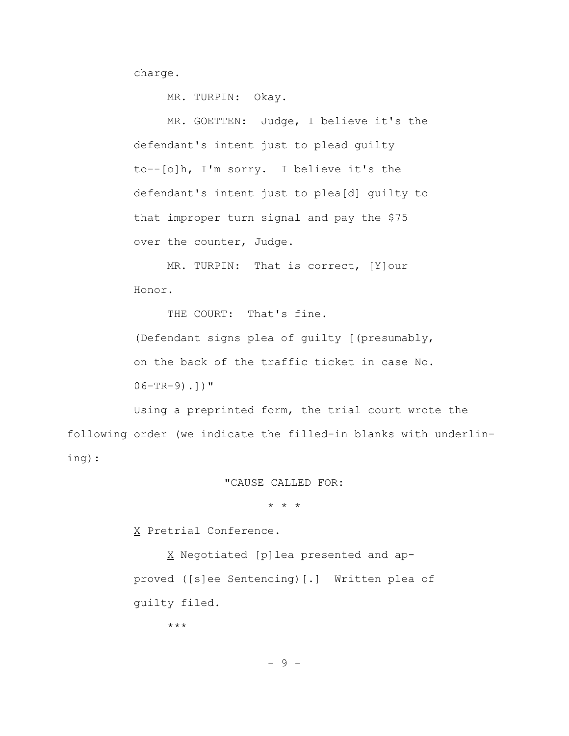charge.

MR. TURPIN: Okay.

MR. GOETTEN: Judge, I believe it's the defendant's intent just to plead guilty to--[o]h, I'm sorry. I believe it's the defendant's intent just to plea[d] guilty to that improper turn signal and pay the $75 over the counter, Judge.

MR. TURPIN: That is correct, [Y]our Honor.

THE COURT: That's fine.

(Defendant signs plea of guilty [(presumably, on the back of the traffic ticket in case No. 06-TR-9).])"

Using a preprinted form, the trial court wrote the following order (we indicate the filled-in blanks with underlining):

"CAUSE CALLED FOR:

* * *

<u>X</u> Pretrial Conference.

<u>X</u> Negotiated [p]lea presented and approved ([s]ee Sentencing)[.] Written plea of guilty filed.

***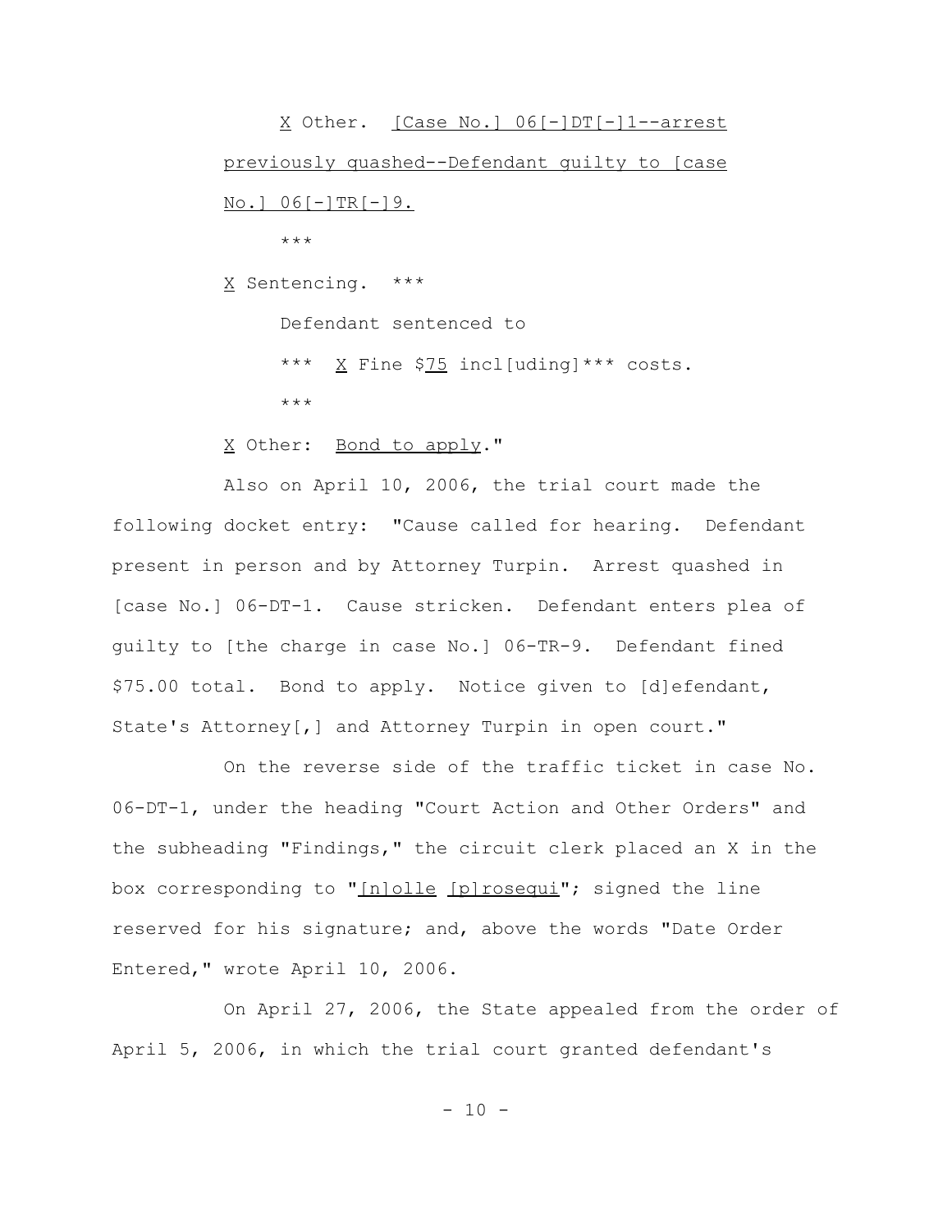X Other. [Case No.] 06[-]DT[-]1--arrest previously quashed--Defendant guilty to [case No.] 06[-]TR[-]9.

\*\*\*

X Sentencing. \*\*\*

Defendant sentenced to

\*\*\* X Fine $75 incl[uding]\*\*\* costs.

\*\*\*

X Other: Bond to apply."

Also on April 10, 2006, the trial court made the following docket entry: "Cause called for hearing. Defendant present in person and by Attorney Turpin. Arrest quashed in [case No.] 06-DT-1. Cause stricken. Defendant enters plea of guilty to [the charge in case No.] 06-TR-9. Defendant fined $75.00 total. Bond to apply. Notice given to [d]efendant, State's Attorney[,] and Attorney Turpin in open court."

On the reverse side of the traffic ticket in case No. 06-DT-1, under the heading "Court Action and Other Orders" and the subheading "Findings," the circuit clerk placed an X in the box corresponding to "[n]olle [p]rosequi"; signed the line reserved for his signature; and, above the words "Date Order Entered," wrote April 10, 2006.

On April 27, 2006, the State appealed from the order of April 5, 2006, in which the trial court granted defendant's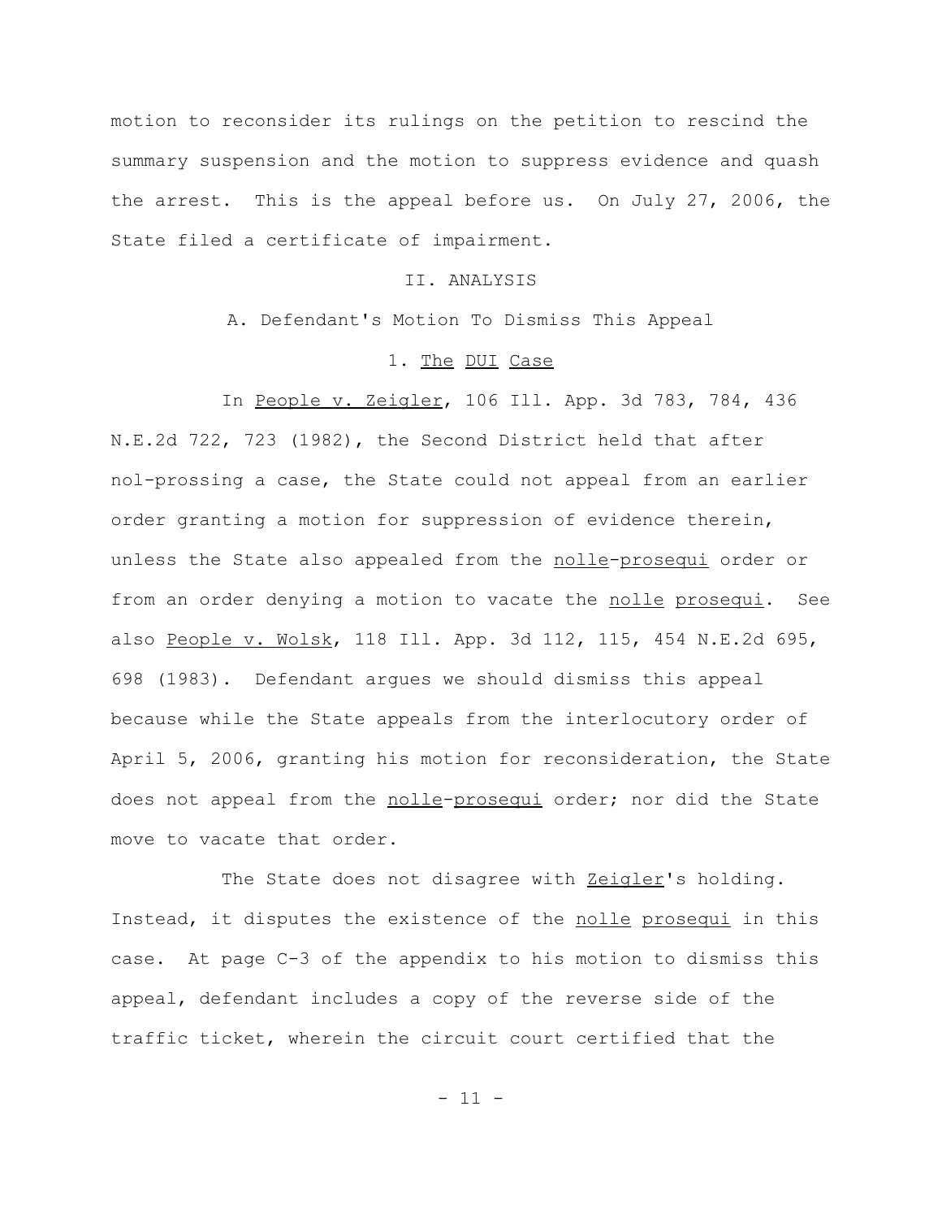motion to reconsider its rulings on the petition to rescind the summary suspension and the motion to suppress evidence and quash the arrest. This is the appeal before us. On July 27, 2006, the State filed a certificate of impairment.

## II. ANALYSIS

### A. Defendant's Motion To Dismiss This Appeal

#### 1. The DUI Case

In People v. Zeigler, 106 Ill. App. 3d 783, 784, 436 N.E.2d 722, 723 (1982), the Second District held that after nol-prossing a case, the State could not appeal from an earlier order granting a motion for suppression of evidence therein, unless the State also appealed from the nolle-prosequi order or from an order denying a motion to vacate the nolle prosequi. See also People v. Wolsk, 118 Ill. App. 3d 112, 115, 454 N.E.2d 695, 698 (1983). Defendant argues we should dismiss this appeal because while the State appeals from the interlocutory order of April 5, 2006, granting his motion for reconsideration, the State does not appeal from the nolle-prosequi order; nor did the State move to vacate that order.

The State does not disagree with Zeigler's holding. Instead, it disputes the existence of the nolle prosequi in this case. At page C-3 of the appendix to his motion to dismiss this appeal, defendant includes a copy of the reverse side of the traffic ticket, wherein the circuit court certified that the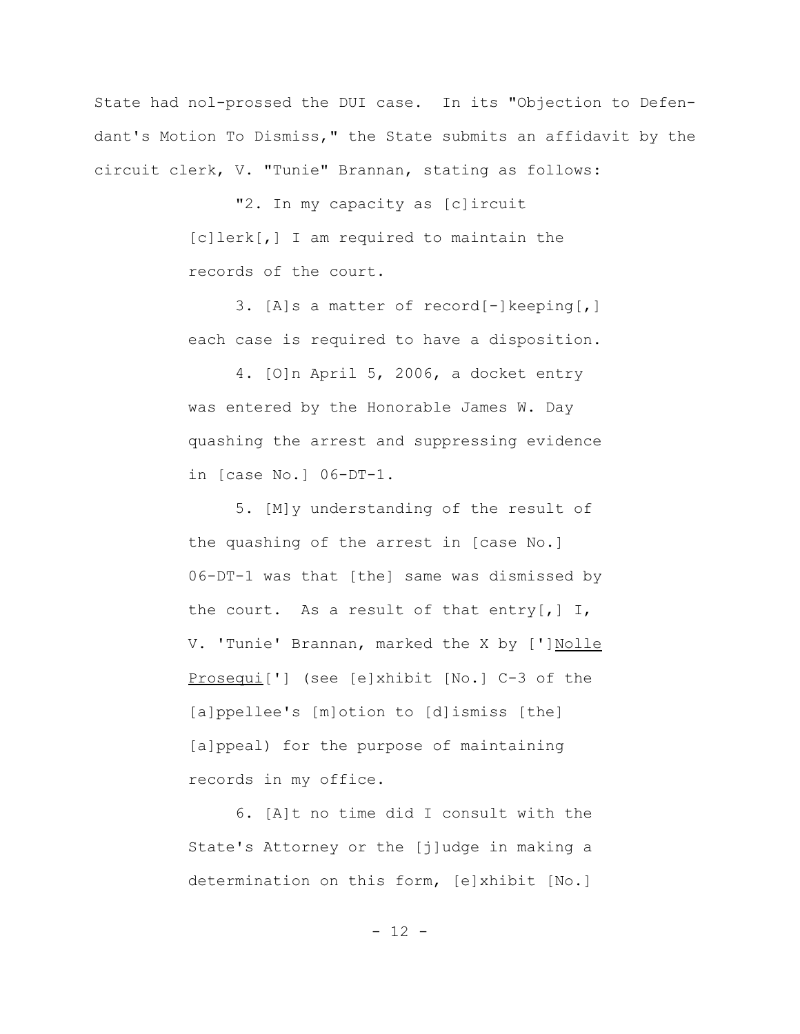State had nol-prossed the DUI case. In its "Objection to Defendant's Motion To Dismiss," the State submits an affidavit by the circuit clerk, V. "Tunie" Brannan, stating as follows:

> "2. In my capacity as [c]ircuit [c]lerk[,] I am required to maintain the records of the court.
>
> 3. [A]s a matter of record[-]keeping[,] each case is required to have a disposition.
>
> 4. [O]n April 5, 2006, a docket entry was entered by the Honorable James W. Day quashing the arrest and suppressing evidence in [case No.] 06-DT-1.
>
> 5. [M]y understanding of the result of the quashing of the arrest in [case No.] 06-DT-1 was that [the] same was dismissed by the court. As a result of that entry[,] I, V. 'Tunie' Brannan, marked the X by [']<u>Nolle Prosequi</u>['] (see [e]xhibit [No.] C-3 of the [a]ppellee's [m]otion to [d]ismiss [the] [a]ppeal) for the purpose of maintaining records in my office.
>
> 6. [A]t no time did I consult with the State's Attorney or the [j]udge in making a determination on this form, [e]xhibit [No.]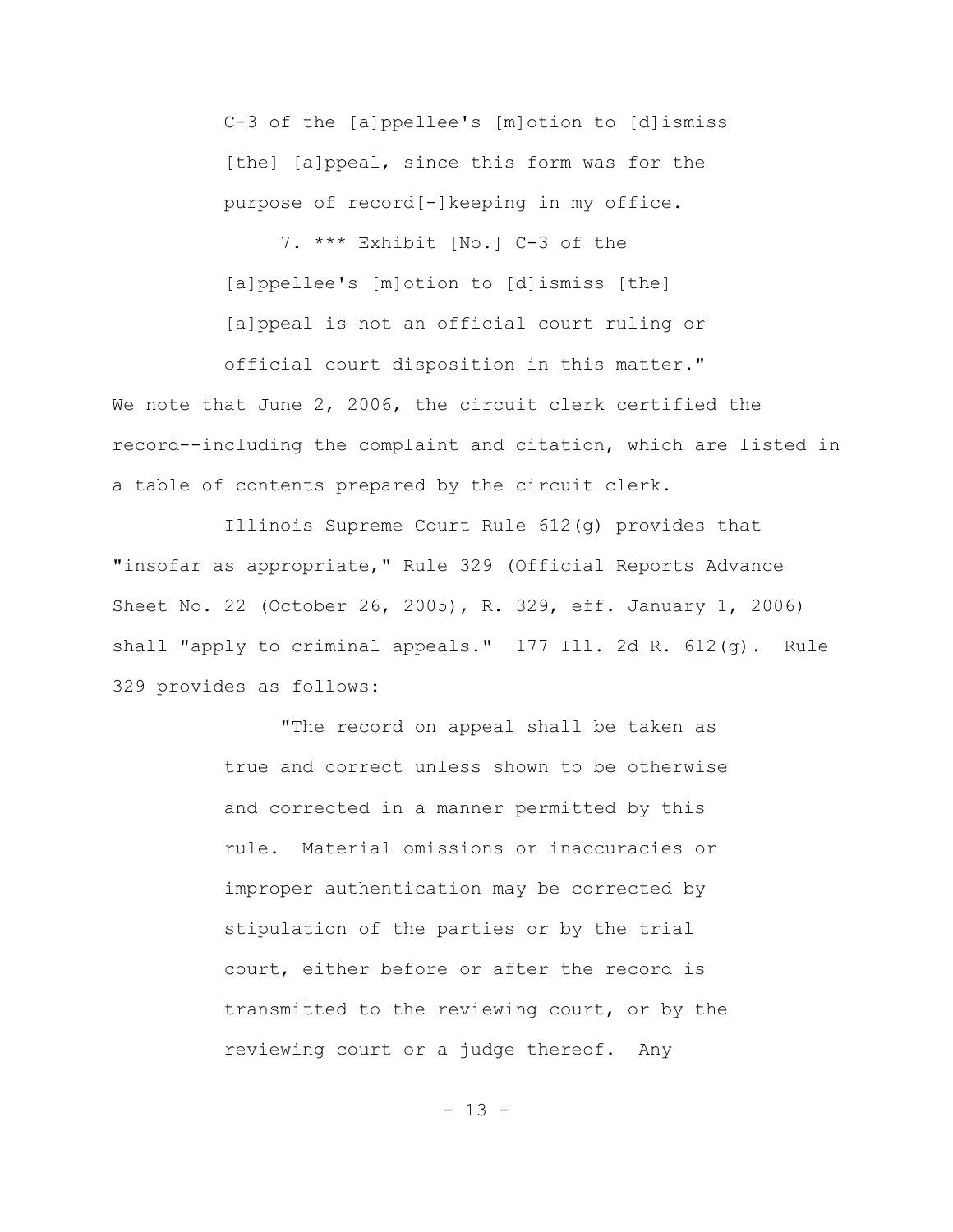> C-3 of the [a]ppellee's [m]otion to [d]ismiss [the] [a]ppeal, since this form was for the purpose of record[-]keeping in my office.
>
> 7. *** Exhibit [No.] C-3 of the [a]ppellee's [m]otion to [d]ismiss [the] [a]ppeal is not an official court ruling or official court disposition in this matter."

We note that June 2, 2006, the circuit clerk certified the record--including the complaint and citation, which are listed in a table of contents prepared by the circuit clerk.

Illinois Supreme Court Rule 612(g) provides that "insofar as appropriate," Rule 329 (Official Reports Advance Sheet No. 22 (October 26, 2005), R. 329, eff. January 1, 2006) shall "apply to criminal appeals." 177 Ill. 2d R. 612(g). Rule 329 provides as follows:

> "The record on appeal shall be taken as true and correct unless shown to be otherwise and corrected in a manner permitted by this rule. Material omissions or inaccuracies or improper authentication may be corrected by stipulation of the parties or by the trial court, either before or after the record is transmitted to the reviewing court, or by the reviewing court or a judge thereof. Any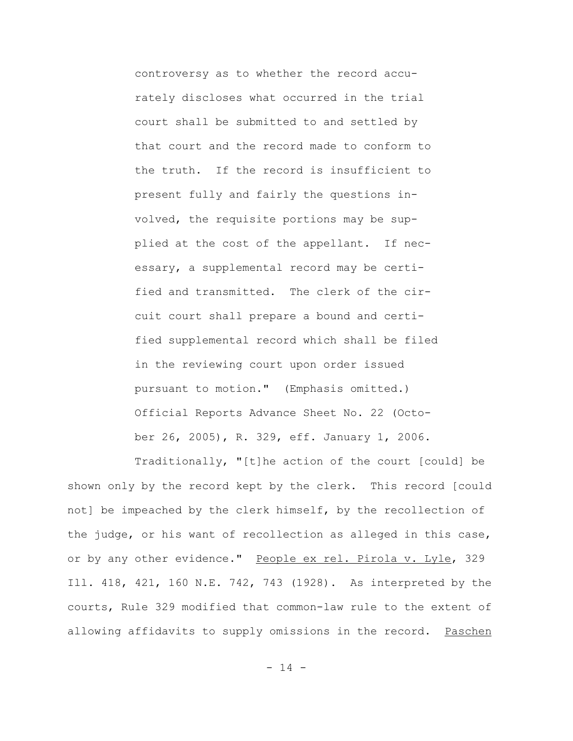> controversy as to whether the record accurately discloses what occurred in the trial court shall be submitted to and settled by that court and the record made to conform to the truth. If the record is insufficient to present fully and fairly the questions involved, the requisite portions may be supplied at the cost of the appellant. If necessary, a supplemental record may be certified and transmitted. The clerk of the circuit court shall prepare a bound and certified supplemental record which shall be filed in the reviewing court upon order issued pursuant to motion." (Emphasis omitted.) Official Reports Advance Sheet No. 22 (October 26, 2005), R. 329, eff. January 1, 2006.

Traditionally, "[t]he action of the court [could] be shown only by the record kept by the clerk. This record [could not] be impeached by the clerk himself, by the recollection of the judge, or his want of recollection as alleged in this case, or by any other evidence." People ex rel. Pirola v. Lyle, 329 Ill. 418, 421, 160 N.E. 742, 743 (1928). As interpreted by the courts, Rule 329 modified that common-law rule to the extent of allowing affidavits to supply omissions in the record. Paschen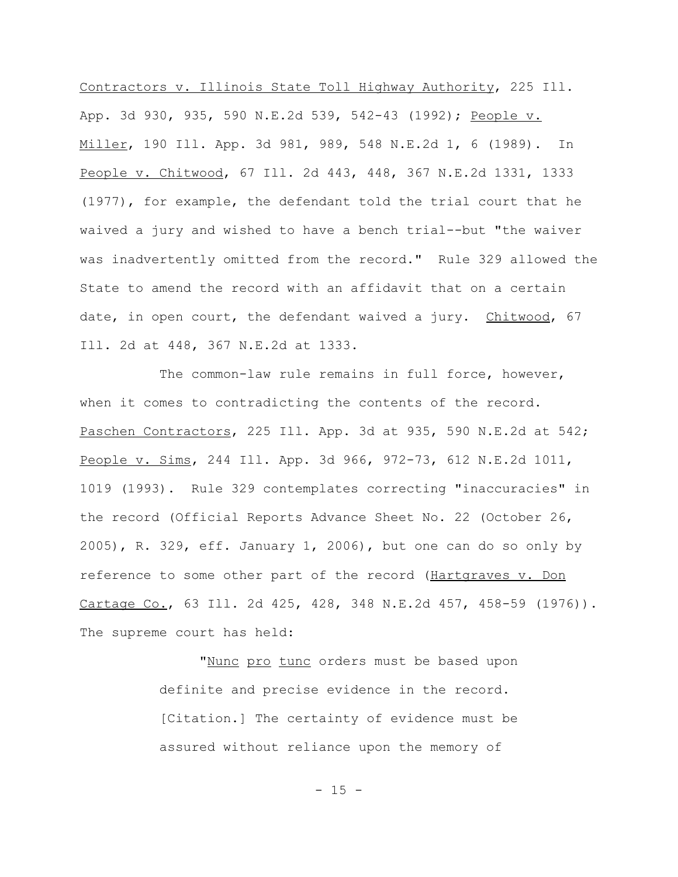Contractors v. Illinois State Toll Highway Authority, 225 Ill. App. 3d 930, 935, 590 N.E.2d 539, 542-43 (1992); People v. Miller, 190 Ill. App. 3d 981, 989, 548 N.E.2d 1, 6 (1989). In People v. Chitwood, 67 Ill. 2d 443, 448, 367 N.E.2d 1331, 1333 (1977), for example, the defendant told the trial court that he waived a jury and wished to have a bench trial--but "the waiver was inadvertently omitted from the record." Rule 329 allowed the State to amend the record with an affidavit that on a certain date, in open court, the defendant waived a jury. Chitwood, 67 Ill. 2d at 448, 367 N.E.2d at 1333.

The common-law rule remains in full force, however, when it comes to contradicting the contents of the record. Paschen Contractors, 225 Ill. App. 3d at 935, 590 N.E.2d at 542; People v. Sims, 244 Ill. App. 3d 966, 972-73, 612 N.E.2d 1011, 1019 (1993). Rule 329 contemplates correcting "inaccuracies" in the record (Official Reports Advance Sheet No. 22 (October 26, 2005), R. 329, eff. January 1, 2006), but one can do so only by reference to some other part of the record (Hartgraves v. Don Cartage Co., 63 Ill. 2d 425, 428, 348 N.E.2d 457, 458-59 (1976)). The supreme court has held:

> "Nunc pro tunc orders must be based upon definite and precise evidence in the record. [Citation.] The certainty of evidence must be assured without reliance upon the memory of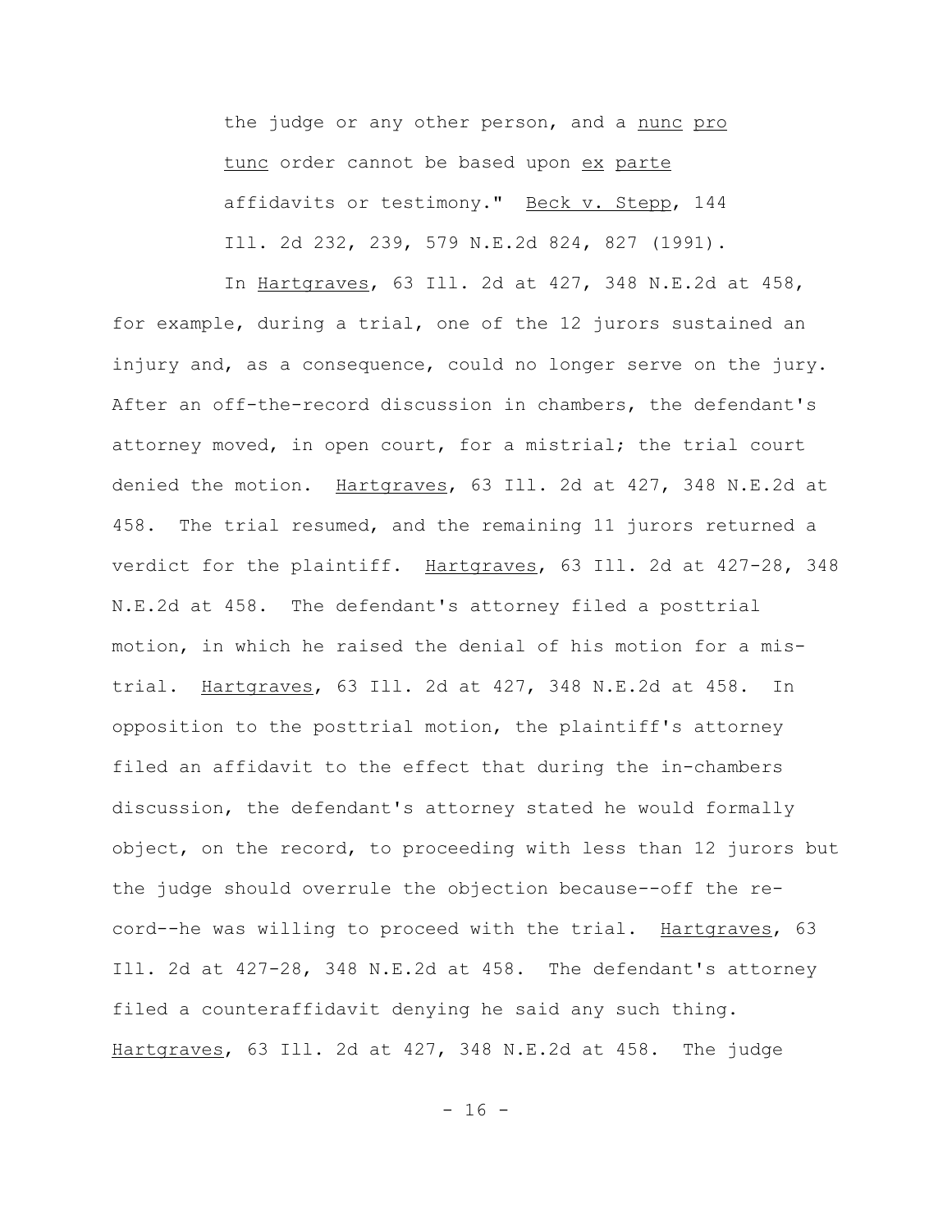> the judge or any other person, and a _nunc_ _pro_ _tunc_ order cannot be based upon _ex_ _parte_ affidavits or testimony." Beck v. Stepp, 144 Ill. 2d 232, 239, 579 N.E.2d 824, 827 (1991).

In Hartgraves, 63 Ill. 2d at 427, 348 N.E.2d at 458, for example, during a trial, one of the 12 jurors sustained an injury and, as a consequence, could no longer serve on the jury. After an off-the-record discussion in chambers, the defendant's attorney moved, in open court, for a mistrial; the trial court denied the motion. Hartgraves, 63 Ill. 2d at 427, 348 N.E.2d at 458. The trial resumed, and the remaining 11 jurors returned a verdict for the plaintiff. Hartgraves, 63 Ill. 2d at 427-28, 348 N.E.2d at 458. The defendant's attorney filed a posttrial motion, in which he raised the denial of his motion for a mistrial. Hartgraves, 63 Ill. 2d at 427, 348 N.E.2d at 458. In opposition to the posttrial motion, the plaintiff's attorney filed an affidavit to the effect that during the in-chambers discussion, the defendant's attorney stated he would formally object, on the record, to proceeding with less than 12 jurors but the judge should overrule the objection because--off the record--he was willing to proceed with the trial. Hartgraves, 63 Ill. 2d at 427-28, 348 N.E.2d at 458. The defendant's attorney filed a counteraffidavit denying he said any such thing. Hartgraves, 63 Ill. 2d at 427, 348 N.E.2d at 458. The judge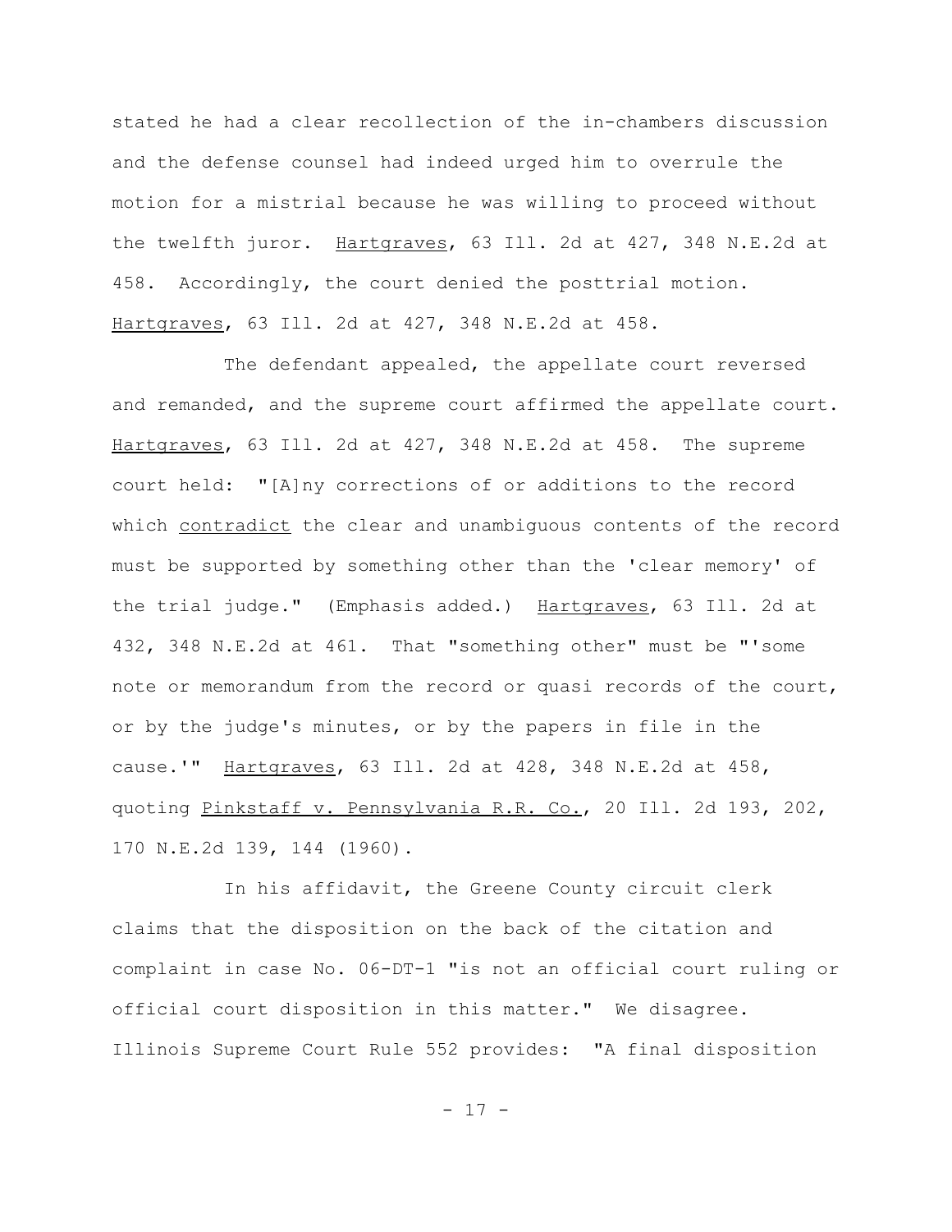stated he had a clear recollection of the in-chambers discussion and the defense counsel had indeed urged him to overrule the motion for a mistrial because he was willing to proceed without the twelfth juror. Hartgraves, 63 Ill. 2d at 427, 348 N.E.2d at 458. Accordingly, the court denied the posttrial motion. Hartgraves, 63 Ill. 2d at 427, 348 N.E.2d at 458.

The defendant appealed, the appellate court reversed and remanded, and the supreme court affirmed the appellate court. Hartgraves, 63 Ill. 2d at 427, 348 N.E.2d at 458. The supreme court held: "[A]ny corrections of or additions to the record which contradict the clear and unambiguous contents of the record must be supported by something other than the 'clear memory' of the trial judge." (Emphasis added.) Hartgraves, 63 Ill. 2d at 432, 348 N.E.2d at 461. That "something other" must be "'some note or memorandum from the record or quasi records of the court, or by the judge's minutes, or by the papers in file in the cause.'" Hartgraves, 63 Ill. 2d at 428, 348 N.E.2d at 458, quoting Pinkstaff v. Pennsylvania R.R. Co., 20 Ill. 2d 193, 202, 170 N.E.2d 139, 144 (1960).

In his affidavit, the Greene County circuit clerk claims that the disposition on the back of the citation and complaint in case No. 06-DT-1 "is not an official court ruling or official court disposition in this matter." We disagree. Illinois Supreme Court Rule 552 provides: "A final disposition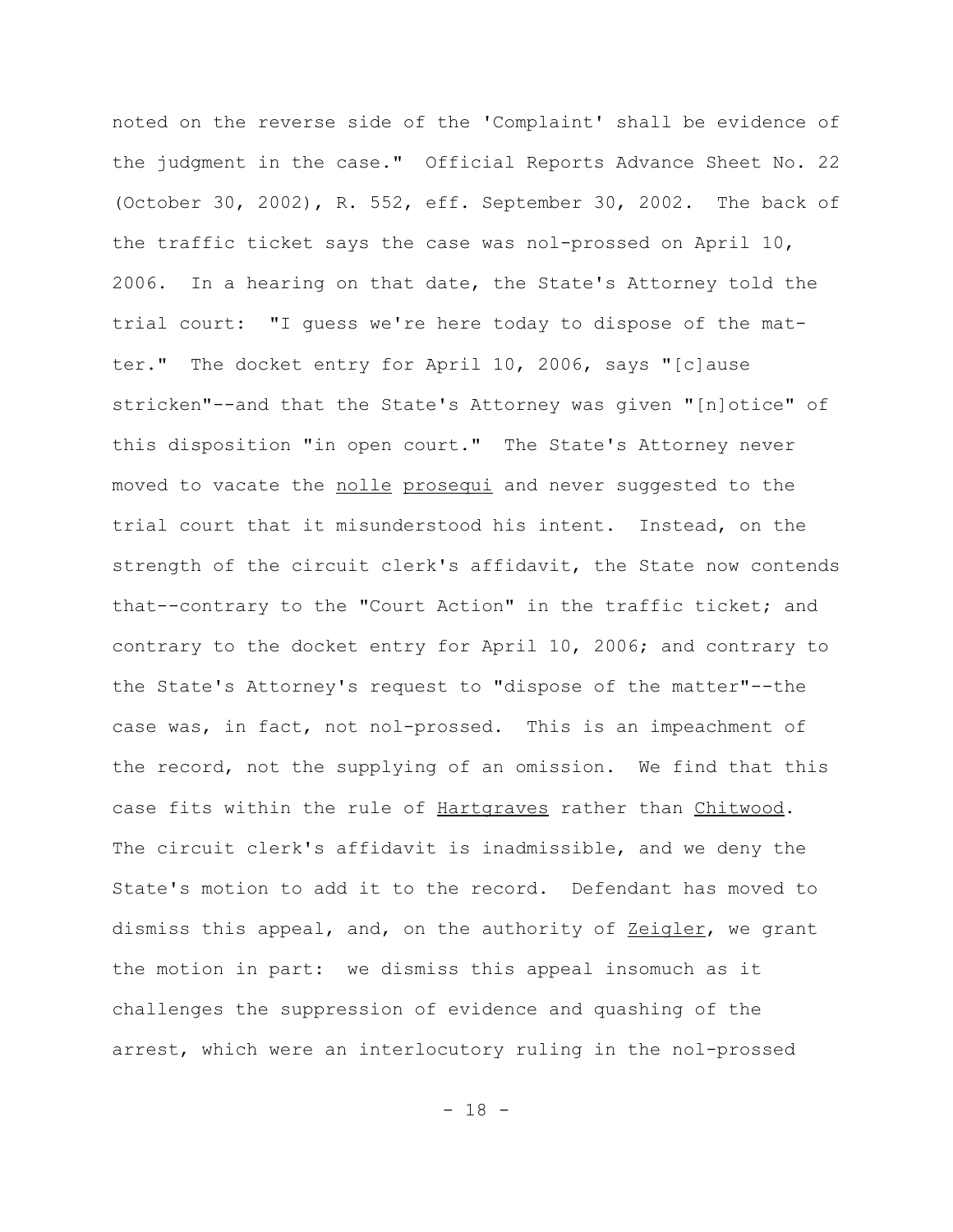noted on the reverse side of the 'Complaint' shall be evidence of the judgment in the case." Official Reports Advance Sheet No. 22 (October 30, 2002), R. 552, eff. September 30, 2002. The back of the traffic ticket says the case was nol-prossed on April 10, 2006. In a hearing on that date, the State's Attorney told the trial court: "I guess we're here today to dispose of the matter." The docket entry for April 10, 2006, says "[c]ause stricken"--and that the State's Attorney was given "[n]otice" of this disposition "in open court." The State's Attorney never moved to vacate the _nolle_ _prosequi_ and never suggested to the trial court that it misunderstood his intent. Instead, on the strength of the circuit clerk's affidavit, the State now contends that--contrary to the "Court Action" in the traffic ticket; and contrary to the docket entry for April 10, 2006; and contrary to the State's Attorney's request to "dispose of the matter"--the case was, in fact, not nol-prossed. This is an impeachment of the record, not the supplying of an omission. We find that this case fits within the rule of _Hartgraves_ rather than _Chitwood_. The circuit clerk's affidavit is inadmissible, and we deny the State's motion to add it to the record. Defendant has moved to dismiss this appeal, and, on the authority of _Zeigler_, we grant the motion in part: we dismiss this appeal insomuch as it challenges the suppression of evidence and quashing of the arrest, which were an interlocutory ruling in the nol-prossed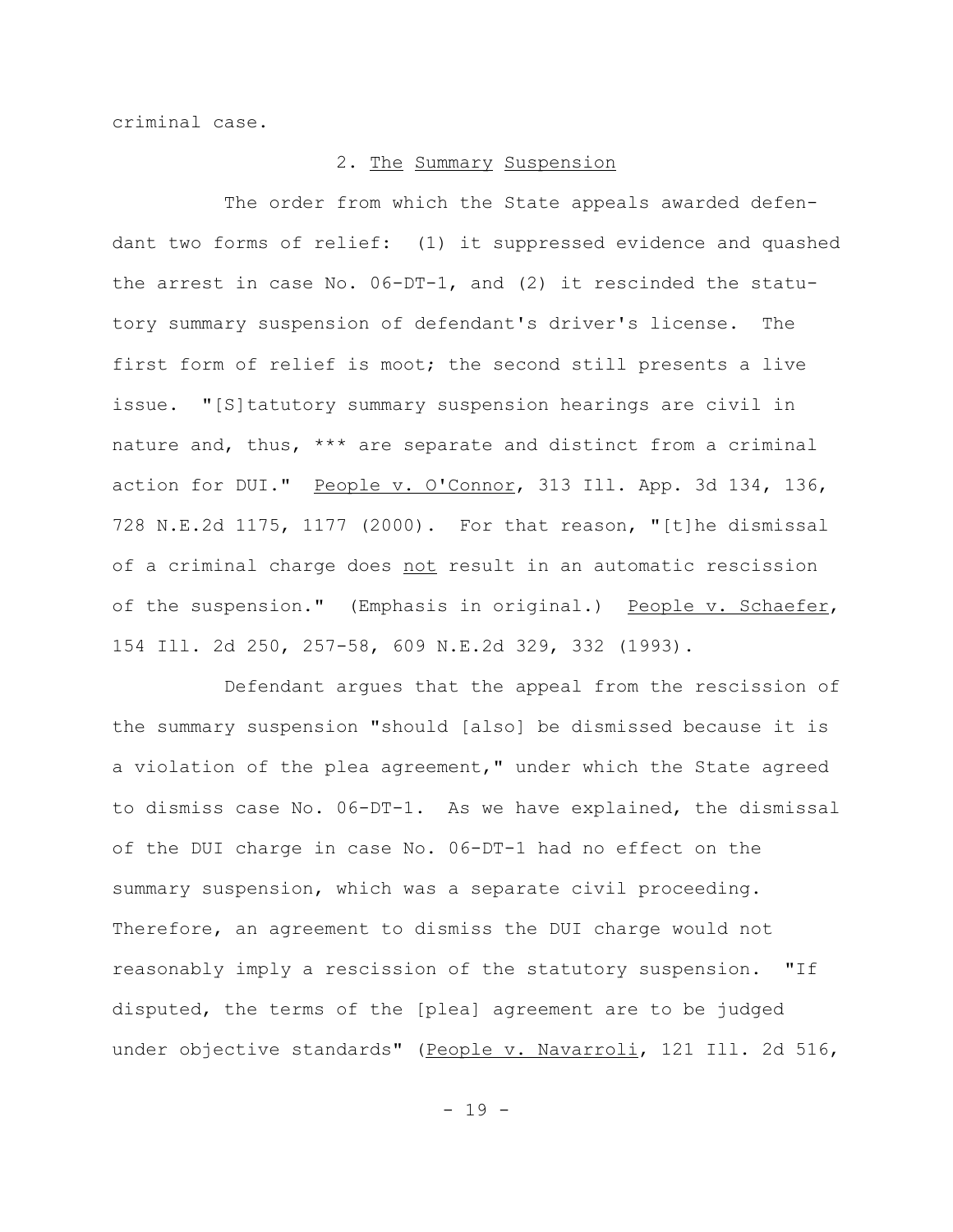criminal case.

### 2. The Summary Suspension

The order from which the State appeals awarded defendant two forms of relief: (1) it suppressed evidence and quashed the arrest in case No. 06-DT-1, and (2) it rescinded the statutory summary suspension of defendant's driver's license. The first form of relief is moot; the second still presents a live issue. "[S]tatutory summary suspension hearings are civil in nature and, thus, *** are separate and distinct from a criminal action for DUI." People v. O'Connor, 313 Ill. App. 3d 134, 136, 728 N.E.2d 1175, 1177 (2000). For that reason, "[t]he dismissal of a criminal charge does not result in an automatic rescission of the suspension." (Emphasis in original.) People v. Schaefer, 154 Ill. 2d 250, 257-58, 609 N.E.2d 329, 332 (1993).

Defendant argues that the appeal from the rescission of the summary suspension "should [also] be dismissed because it is a violation of the plea agreement," under which the State agreed to dismiss case No. 06-DT-1. As we have explained, the dismissal of the DUI charge in case No. 06-DT-1 had no effect on the summary suspension, which was a separate civil proceeding. Therefore, an agreement to dismiss the DUI charge would not reasonably imply a rescission of the statutory suspension. "If disputed, the terms of the [plea] agreement are to be judged under objective standards" (People v. Navarroli, 121 Ill. 2d 516,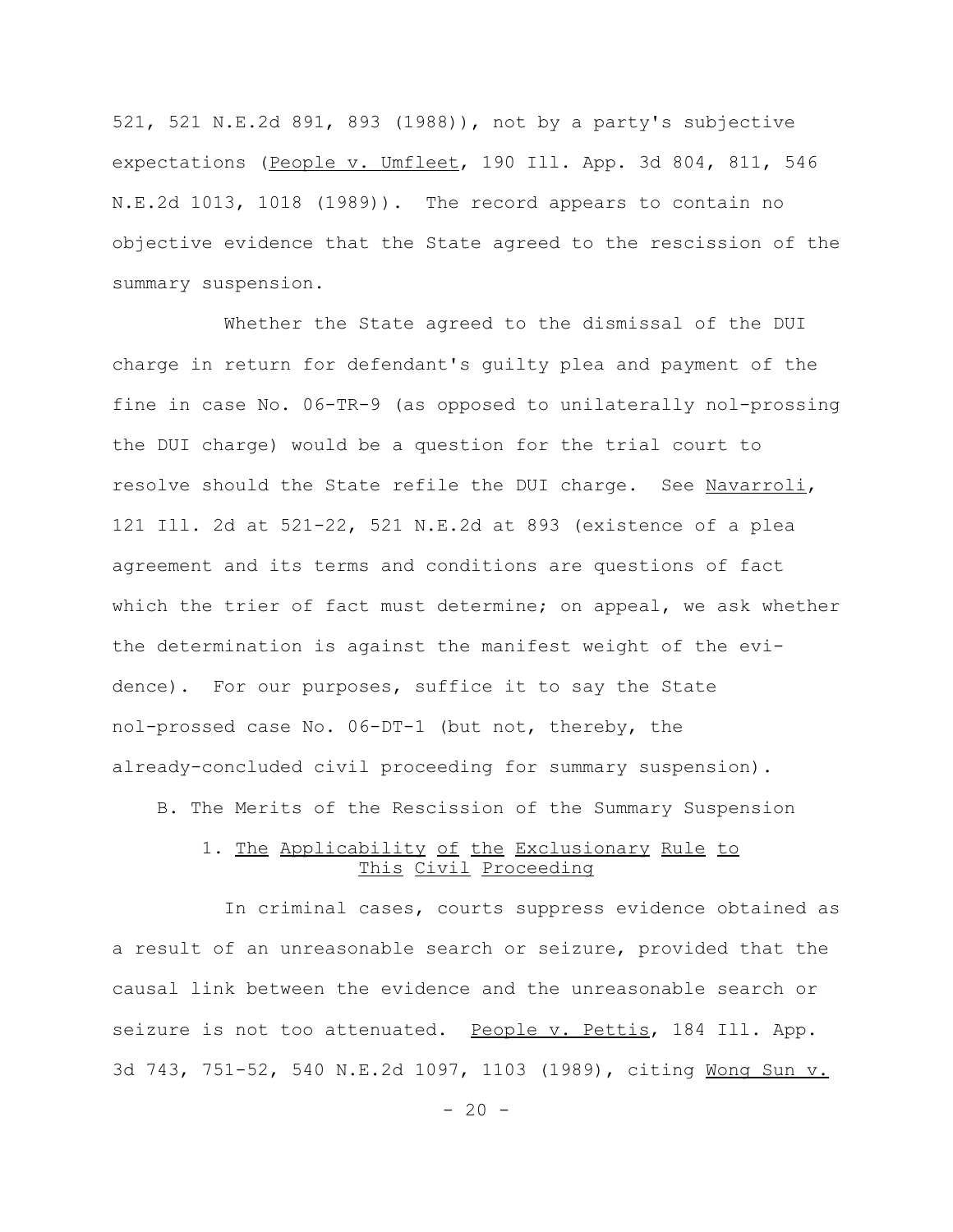521, 521 N.E.2d 891, 893 (1988)), not by a party's subjective expectations (People v. Umfleet, 190 Ill. App. 3d 804, 811, 546 N.E.2d 1013, 1018 (1989)). The record appears to contain no objective evidence that the State agreed to the rescission of the summary suspension.

Whether the State agreed to the dismissal of the DUI charge in return for defendant's guilty plea and payment of the fine in case No. 06-TR-9 (as opposed to unilaterally nol-prossing the DUI charge) would be a question for the trial court to resolve should the State refile the DUI charge. See Navarroli, 121 Ill. 2d at 521-22, 521 N.E.2d at 893 (existence of a plea agreement and its terms and conditions are questions of fact which the trier of fact must determine; on appeal, we ask whether the determination is against the manifest weight of the evidence). For our purposes, suffice it to say the State nol-prossed case No. 06-DT-1 (but not, thereby, the already-concluded civil proceeding for summary suspension).

### B. The Merits of the Rescission of the Summary Suspension

#### 1. The Applicability of the Exclusionary Rule to This Civil Proceeding

In criminal cases, courts suppress evidence obtained as a result of an unreasonable search or seizure, provided that the causal link between the evidence and the unreasonable search or seizure is not too attenuated. People v. Pettis, 184 Ill. App. 3d 743, 751-52, 540 N.E.2d 1097, 1103 (1989), citing Wong Sun v.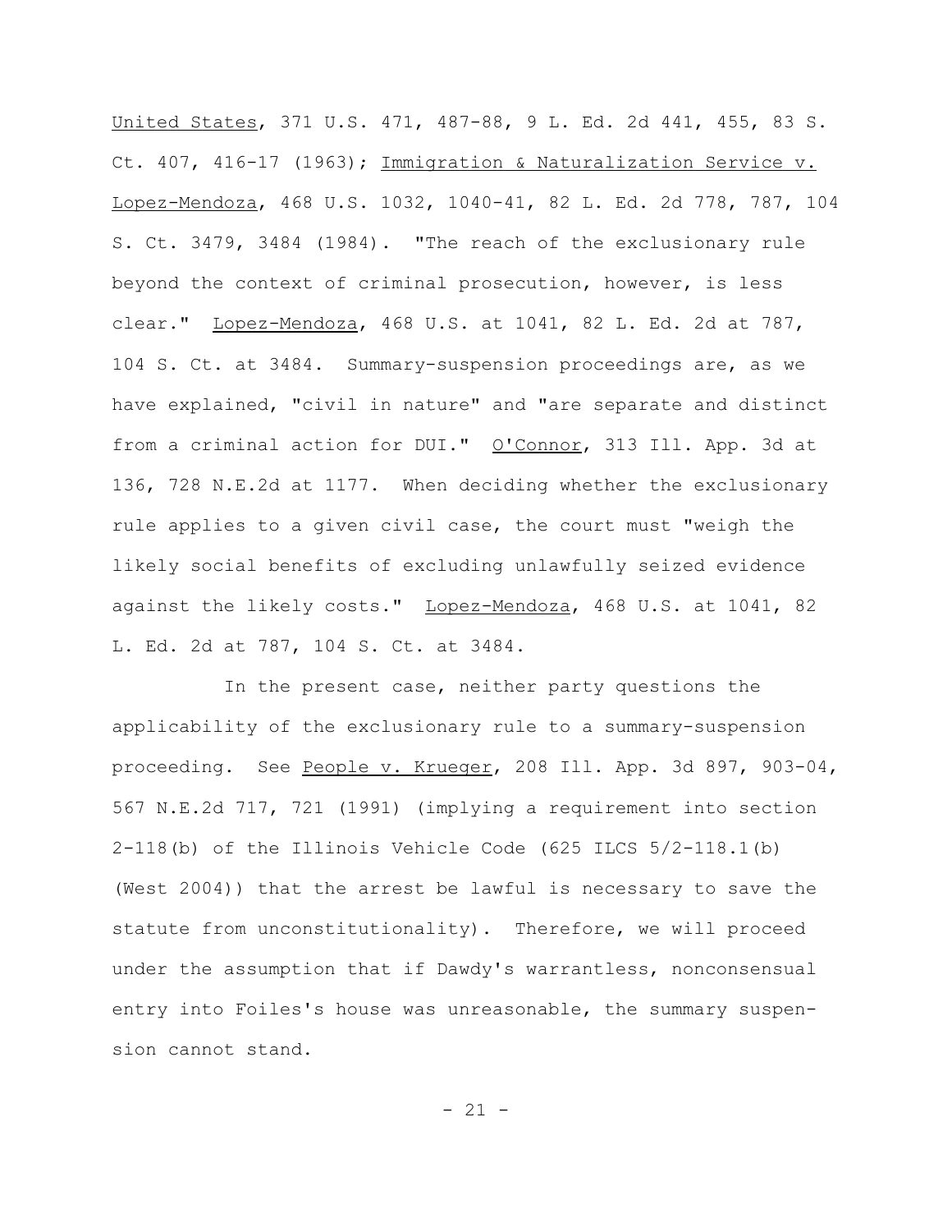United States, 371 U.S. 471, 487-88, 9 L. Ed. 2d 441, 455, 83 S. Ct. 407, 416-17 (1963); Immigration & Naturalization Service v. Lopez-Mendoza, 468 U.S. 1032, 1040-41, 82 L. Ed. 2d 778, 787, 104 S. Ct. 3479, 3484 (1984). "The reach of the exclusionary rule beyond the context of criminal prosecution, however, is less clear." Lopez-Mendoza, 468 U.S. at 1041, 82 L. Ed. 2d at 787, 104 S. Ct. at 3484. Summary-suspension proceedings are, as we have explained, "civil in nature" and "are separate and distinct from a criminal action for DUI." O'Connor, 313 Ill. App. 3d at 136, 728 N.E.2d at 1177. When deciding whether the exclusionary rule applies to a given civil case, the court must "weigh the likely social benefits of excluding unlawfully seized evidence against the likely costs." Lopez-Mendoza, 468 U.S. at 1041, 82 L. Ed. 2d at 787, 104 S. Ct. at 3484.

In the present case, neither party questions the applicability of the exclusionary rule to a summary-suspension proceeding. See People v. Krueger, 208 Ill. App. 3d 897, 903-04, 567 N.E.2d 717, 721 (1991) (implying a requirement into section 2-118(b) of the Illinois Vehicle Code (625 ILCS 5/2-118.1(b) (West 2004)) that the arrest be lawful is necessary to save the statute from unconstitutionality). Therefore, we will proceed under the assumption that if Dawdy's warrantless, nonconsensual entry into Foiles's house was unreasonable, the summary suspension cannot stand.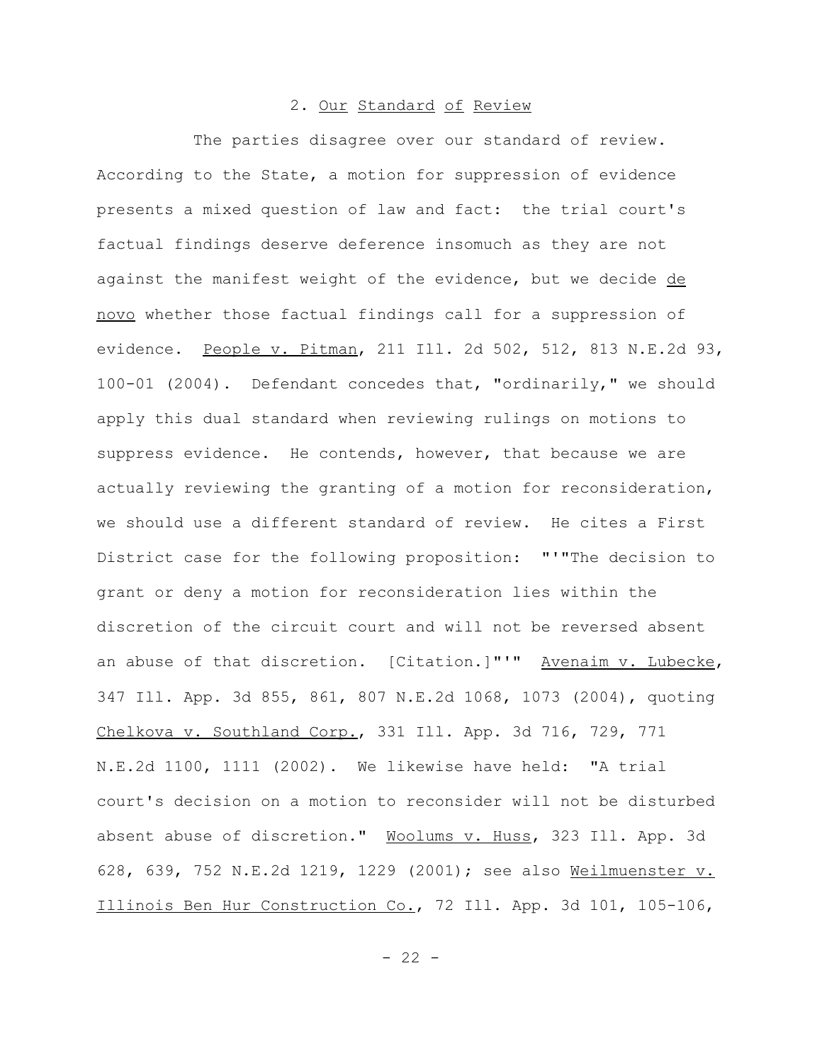### 2. Our Standard of Review

The parties disagree over our standard of review. According to the State, a motion for suppression of evidence presents a mixed question of law and fact: the trial court's factual findings deserve deference insomuch as they are not against the manifest weight of the evidence, but we decide de novo whether those factual findings call for a suppression of evidence. People v. Pitman, 211 Ill. 2d 502, 512, 813 N.E.2d 93, 100-01 (2004). Defendant concedes that, "ordinarily," we should apply this dual standard when reviewing rulings on motions to suppress evidence. He contends, however, that because we are actually reviewing the granting of a motion for reconsideration, we should use a different standard of review. He cites a First District case for the following proposition: "'"The decision to grant or deny a motion for reconsideration lies within the discretion of the circuit court and will not be reversed absent an abuse of that discretion. [Citation.]"'" Avenaim v. Lubecke, 347 Ill. App. 3d 855, 861, 807 N.E.2d 1068, 1073 (2004), quoting Chelkova v. Southland Corp., 331 Ill. App. 3d 716, 729, 771 N.E.2d 1100, 1111 (2002). We likewise have held: "A trial court's decision on a motion to reconsider will not be disturbed absent abuse of discretion." Woolums v. Huss, 323 Ill. App. 3d 628, 639, 752 N.E.2d 1219, 1229 (2001); see also Weilmuenster v. Illinois Ben Hur Construction Co., 72 Ill. App. 3d 101, 105-106,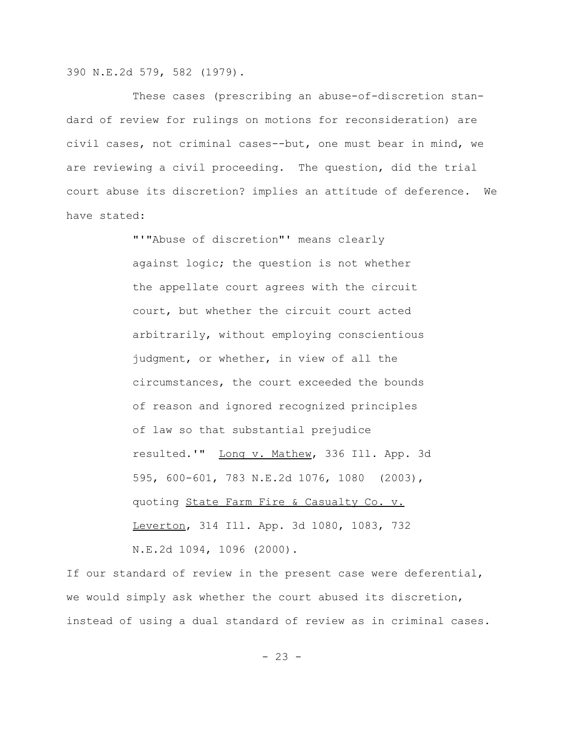390 N.E.2d 579, 582 (1979).

These cases (prescribing an abuse-of-discretion standard of review for rulings on motions for reconsideration) are civil cases, not criminal cases--but, one must bear in mind, we are reviewing a civil proceeding. The question, did the trial court abuse its discretion? implies an attitude of deference. We have stated:

> "'"Abuse of discretion"' means clearly against logic; the question is not whether the appellate court agrees with the circuit court, but whether the circuit court acted arbitrarily, without employing conscientious judgment, or whether, in view of all the circumstances, the court exceeded the bounds of reason and ignored recognized principles of law so that substantial prejudice resulted.'" Long v. Mathew, 336 Ill. App. 3d 595, 600-601, 783 N.E.2d 1076, 1080 (2003), quoting State Farm Fire & Casualty Co. v. Leverton, 314 Ill. App. 3d 1080, 1083, 732 N.E.2d 1094, 1096 (2000).

If our standard of review in the present case were deferential, we would simply ask whether the court abused its discretion, instead of using a dual standard of review as in criminal cases.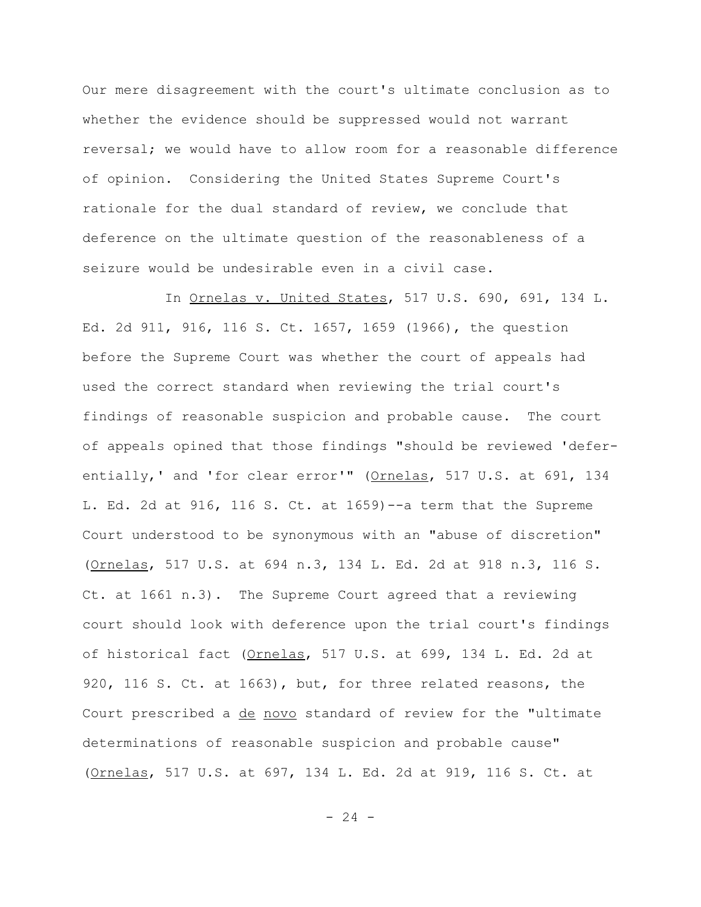Our mere disagreement with the court's ultimate conclusion as to whether the evidence should be suppressed would not warrant reversal; we would have to allow room for a reasonable difference of opinion. Considering the United States Supreme Court's rationale for the dual standard of review, we conclude that deference on the ultimate question of the reasonableness of a seizure would be undesirable even in a civil case.

In Ornelas v. United States, 517 U.S. 690, 691, 134 L. Ed. 2d 911, 916, 116 S. Ct. 1657, 1659 (1966), the question before the Supreme Court was whether the court of appeals had used the correct standard when reviewing the trial court's findings of reasonable suspicion and probable cause. The court of appeals opined that those findings "should be reviewed 'deferentially,' and 'for clear error'" (Ornelas, 517 U.S. at 691, 134 L. Ed. 2d at 916, 116 S. Ct. at 1659)--a term that the Supreme Court understood to be synonymous with an "abuse of discretion" (Ornelas, 517 U.S. at 694 n.3, 134 L. Ed. 2d at 918 n.3, 116 S. Ct. at 1661 n.3). The Supreme Court agreed that a reviewing court should look with deference upon the trial court's findings of historical fact (Ornelas, 517 U.S. at 699, 134 L. Ed. 2d at 920, 116 S. Ct. at 1663), but, for three related reasons, the Court prescribed a de novo standard of review for the "ultimate determinations of reasonable suspicion and probable cause" (Ornelas, 517 U.S. at 697, 134 L. Ed. 2d at 919, 116 S. Ct. at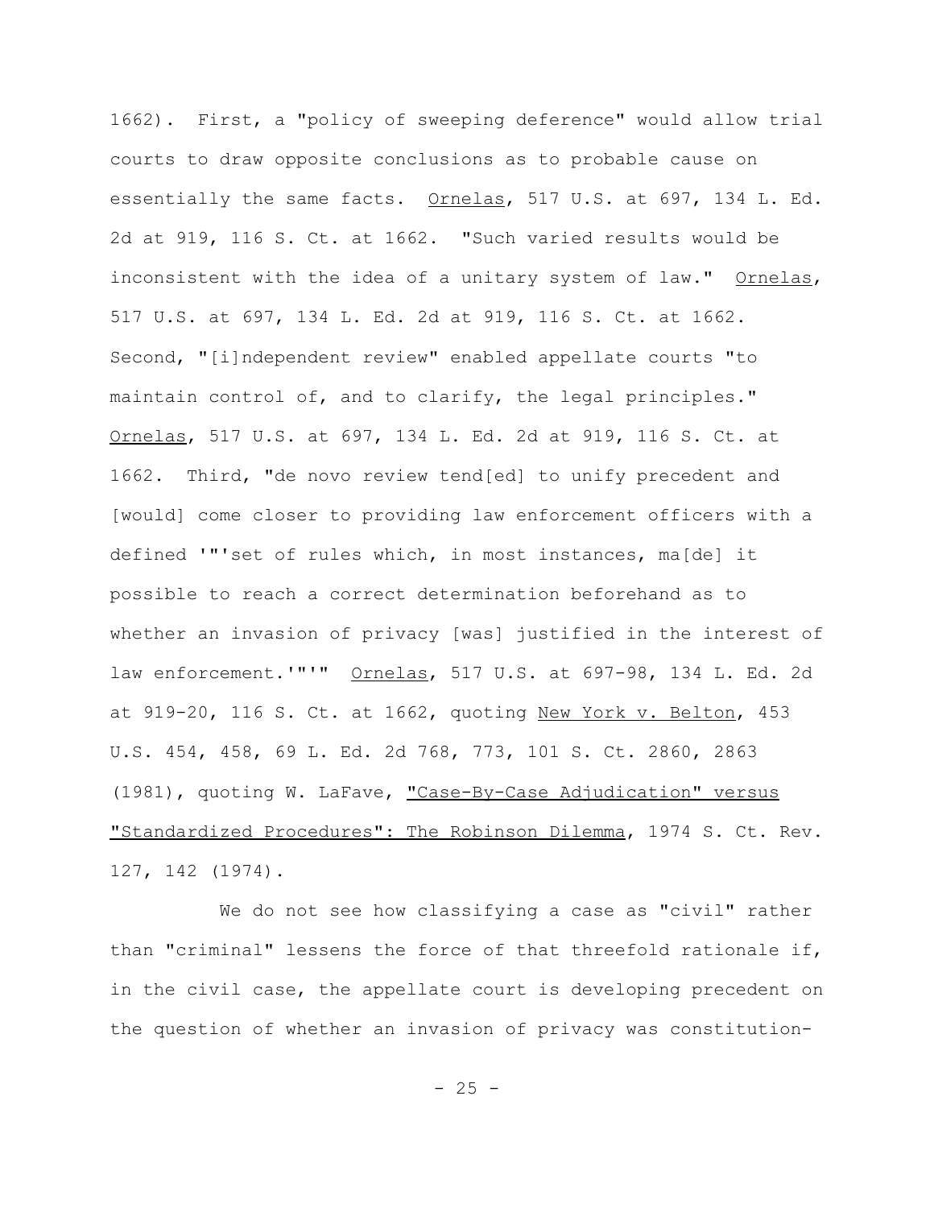1662). First, a "policy of sweeping deference" would allow trial courts to draw opposite conclusions as to probable cause on essentially the same facts. Ornelas, 517 U.S. at 697, 134 L. Ed. 2d at 919, 116 S. Ct. at 1662. "Such varied results would be inconsistent with the idea of a unitary system of law." Ornelas, 517 U.S. at 697, 134 L. Ed. 2d at 919, 116 S. Ct. at 1662. Second, "[i]ndependent review" enabled appellate courts "to maintain control of, and to clarify, the legal principles." Ornelas, 517 U.S. at 697, 134 L. Ed. 2d at 919, 116 S. Ct. at 1662. Third, "de novo review tend[ed] to unify precedent and [would] come closer to providing law enforcement officers with a defined '"'set of rules which, in most instances, ma[de] it possible to reach a correct determination beforehand as to whether an invasion of privacy [was] justified in the interest of law enforcement.'"'" Ornelas, 517 U.S. at 697-98, 134 L. Ed. 2d at 919-20, 116 S. Ct. at 1662, quoting New York v. Belton, 453 U.S. 454, 458, 69 L. Ed. 2d 768, 773, 101 S. Ct. 2860, 2863 (1981), quoting W. LaFave, "Case-By-Case Adjudication" versus "Standardized Procedures": The Robinson Dilemma, 1974 S. Ct. Rev. 127, 142 (1974).

We do not see how classifying a case as "civil" rather than "criminal" lessens the force of that threefold rationale if, in the civil case, the appellate court is developing precedent on the question of whether an invasion of privacy was constitution-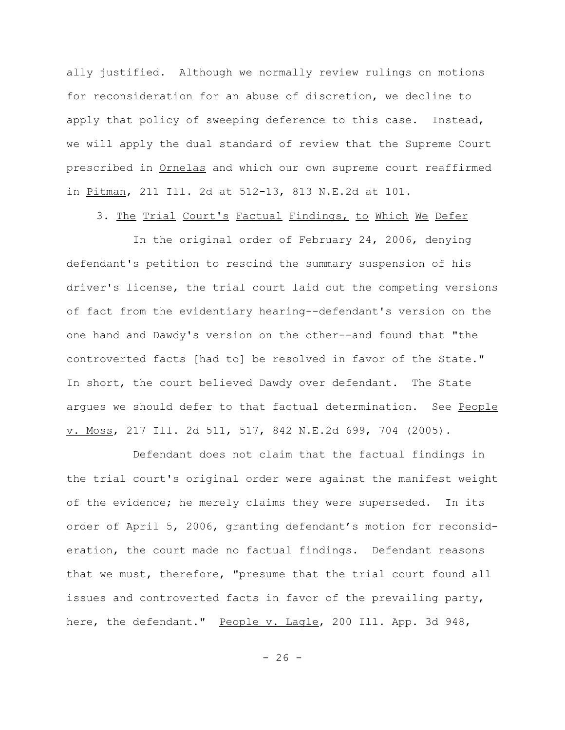ally justified. Although we normally review rulings on motions for reconsideration for an abuse of discretion, we decline to apply that policy of sweeping deference to this case. Instead, we will apply the dual standard of review that the Supreme Court prescribed in Ornelas and which our own supreme court reaffirmed in Pitman, 211 Ill. 2d at 512-13, 813 N.E.2d at 101.

3. The Trial Court's Factual Findings, to Which We Defer

In the original order of February 24, 2006, denying defendant's petition to rescind the summary suspension of his driver's license, the trial court laid out the competing versions of fact from the evidentiary hearing--defendant's version on the one hand and Dawdy's version on the other--and found that "the controverted facts [had to] be resolved in favor of the State." In short, the court believed Dawdy over defendant. The State argues we should defer to that factual determination. See People v. Moss, 217 Ill. 2d 511, 517, 842 N.E.2d 699, 704 (2005).

Defendant does not claim that the factual findings in the trial court's original order were against the manifest weight of the evidence; he merely claims they were superseded. In its order of April 5, 2006, granting defendant's motion for reconsideration, the court made no factual findings. Defendant reasons that we must, therefore, "presume that the trial court found all issues and controverted facts in favor of the prevailing party, here, the defendant." People v. Lagle, 200 Ill. App. 3d 948,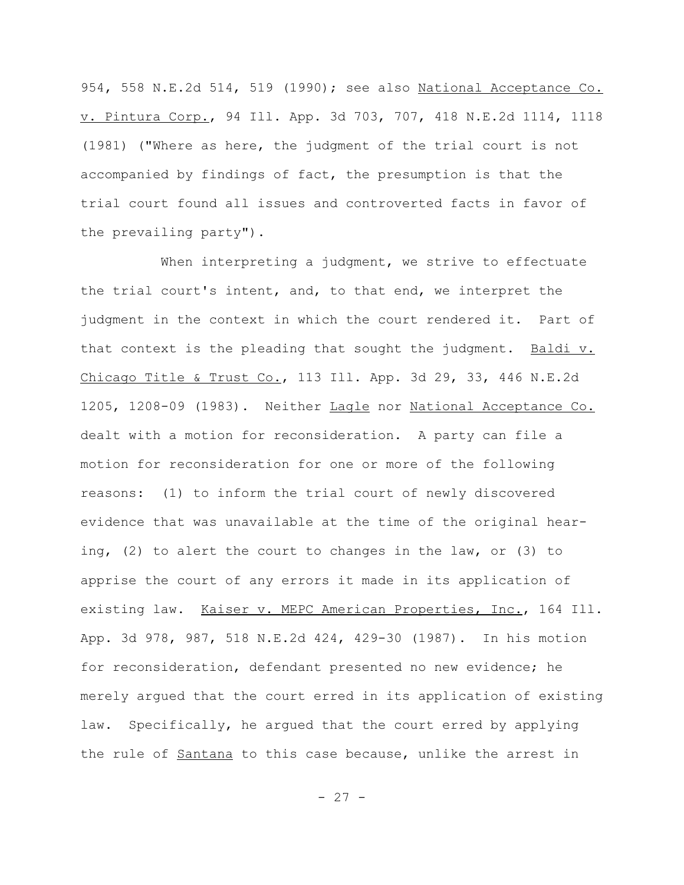954, 558 N.E.2d 514, 519 (1990); see also National Acceptance Co. v. Pintura Corp., 94 Ill. App. 3d 703, 707, 418 N.E.2d 1114, 1118 (1981) ("Where as here, the judgment of the trial court is not accompanied by findings of fact, the presumption is that the trial court found all issues and controverted facts in favor of the prevailing party").

When interpreting a judgment, we strive to effectuate the trial court's intent, and, to that end, we interpret the judgment in the context in which the court rendered it. Part of that context is the pleading that sought the judgment. Baldi v. Chicago Title & Trust Co., 113 Ill. App. 3d 29, 33, 446 N.E.2d 1205, 1208-09 (1983). Neither Lagle nor National Acceptance Co. dealt with a motion for reconsideration. A party can file a motion for reconsideration for one or more of the following reasons: (1) to inform the trial court of newly discovered evidence that was unavailable at the time of the original hearing, (2) to alert the court to changes in the law, or (3) to apprise the court of any errors it made in its application of existing law. Kaiser v. MEPC American Properties, Inc., 164 Ill. App. 3d 978, 987, 518 N.E.2d 424, 429-30 (1987). In his motion for reconsideration, defendant presented no new evidence; he merely argued that the court erred in its application of existing law. Specifically, he argued that the court erred by applying the rule of Santana to this case because, unlike the arrest in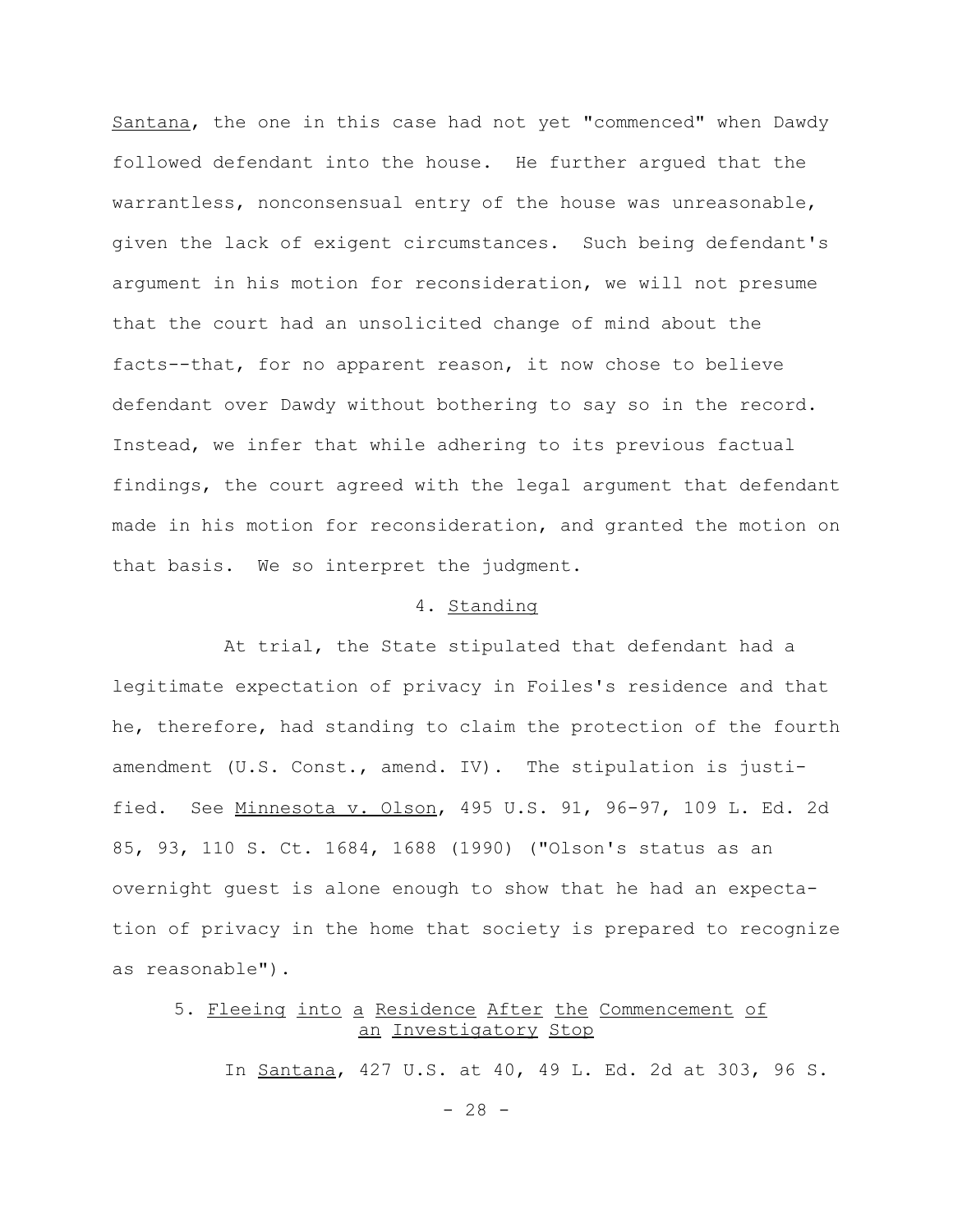Santana, the one in this case had not yet "commenced" when Dawdy followed defendant into the house. He further argued that the warrantless, nonconsensual entry of the house was unreasonable, given the lack of exigent circumstances. Such being defendant's argument in his motion for reconsideration, we will not presume that the court had an unsolicited change of mind about the facts--that, for no apparent reason, it now chose to believe defendant over Dawdy without bothering to say so in the record. Instead, we infer that while adhering to its previous factual findings, the court agreed with the legal argument that defendant made in his motion for reconsideration, and granted the motion on that basis. We so interpret the judgment.

### 4. Standing

At trial, the State stipulated that defendant had a legitimate expectation of privacy in Foiles's residence and that he, therefore, had standing to claim the protection of the fourth amendment (U.S. Const., amend. IV). The stipulation is justified. See Minnesota v. Olson, 495 U.S. 91, 96-97, 109 L. Ed. 2d 85, 93, 110 S. Ct. 1684, 1688 (1990) ("Olson's status as an overnight guest is alone enough to show that he had an expectation of privacy in the home that society is prepared to recognize as reasonable").

### 5. Fleeing into a Residence After the Commencement of an Investigatory Stop

In Santana, 427 U.S. at 40, 49 L. Ed. 2d at 303, 96 S.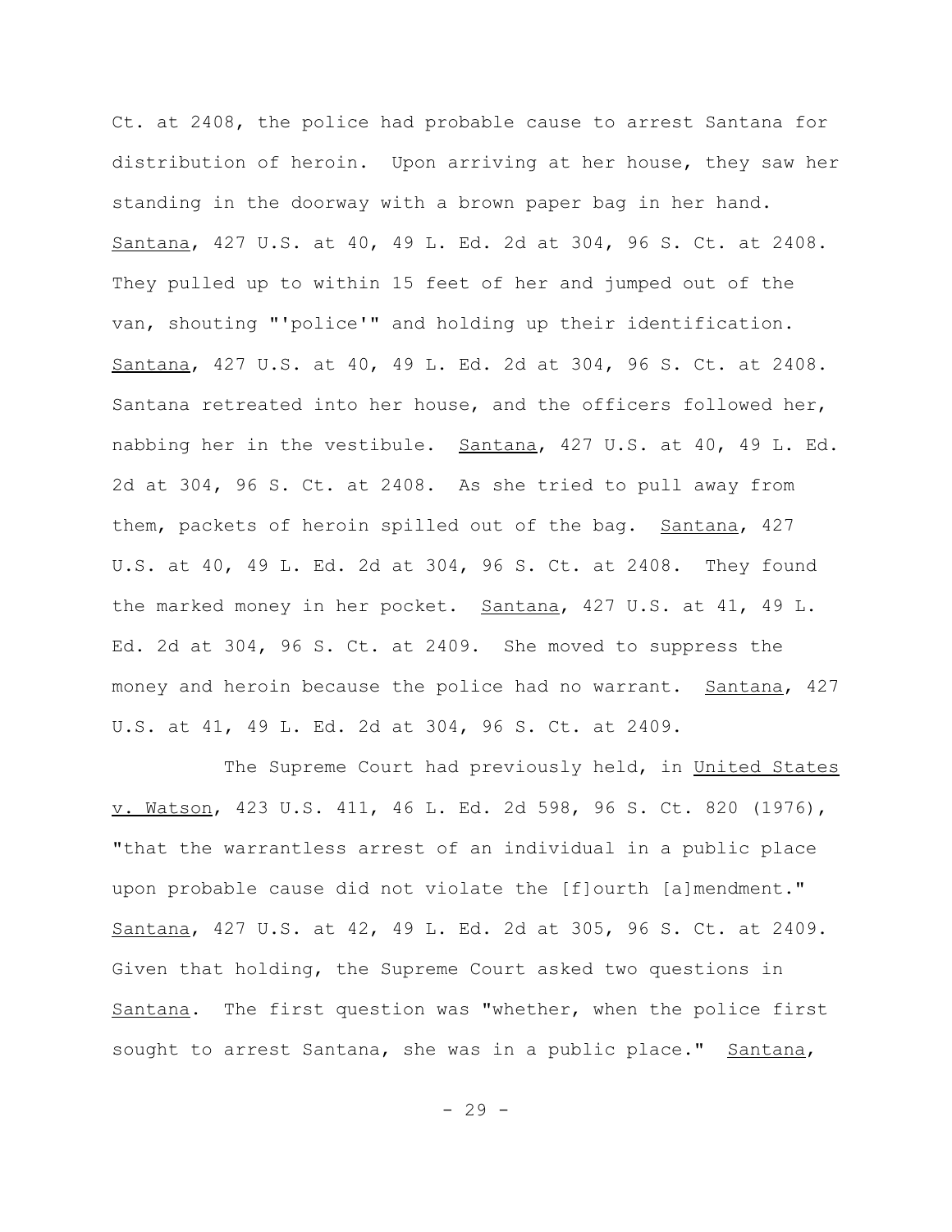Ct. at 2408, the police had probable cause to arrest Santana for distribution of heroin. Upon arriving at her house, they saw her standing in the doorway with a brown paper bag in her hand. Santana, 427 U.S. at 40, 49 L. Ed. 2d at 304, 96 S. Ct. at 2408. They pulled up to within 15 feet of her and jumped out of the van, shouting "'police'" and holding up their identification. Santana, 427 U.S. at 40, 49 L. Ed. 2d at 304, 96 S. Ct. at 2408. Santana retreated into her house, and the officers followed her, nabbing her in the vestibule. Santana, 427 U.S. at 40, 49 L. Ed. 2d at 304, 96 S. Ct. at 2408. As she tried to pull away from them, packets of heroin spilled out of the bag. Santana, 427 U.S. at 40, 49 L. Ed. 2d at 304, 96 S. Ct. at 2408. They found the marked money in her pocket. Santana, 427 U.S. at 41, 49 L. Ed. 2d at 304, 96 S. Ct. at 2409. She moved to suppress the money and heroin because the police had no warrant. Santana, 427 U.S. at 41, 49 L. Ed. 2d at 304, 96 S. Ct. at 2409.

The Supreme Court had previously held, in United States v. Watson, 423 U.S. 411, 46 L. Ed. 2d 598, 96 S. Ct. 820 (1976), "that the warrantless arrest of an individual in a public place upon probable cause did not violate the [f]ourth [a]mendment." Santana, 427 U.S. at 42, 49 L. Ed. 2d at 305, 96 S. Ct. at 2409. Given that holding, the Supreme Court asked two questions in Santana. The first question was "whether, when the police first sought to arrest Santana, she was in a public place." Santana,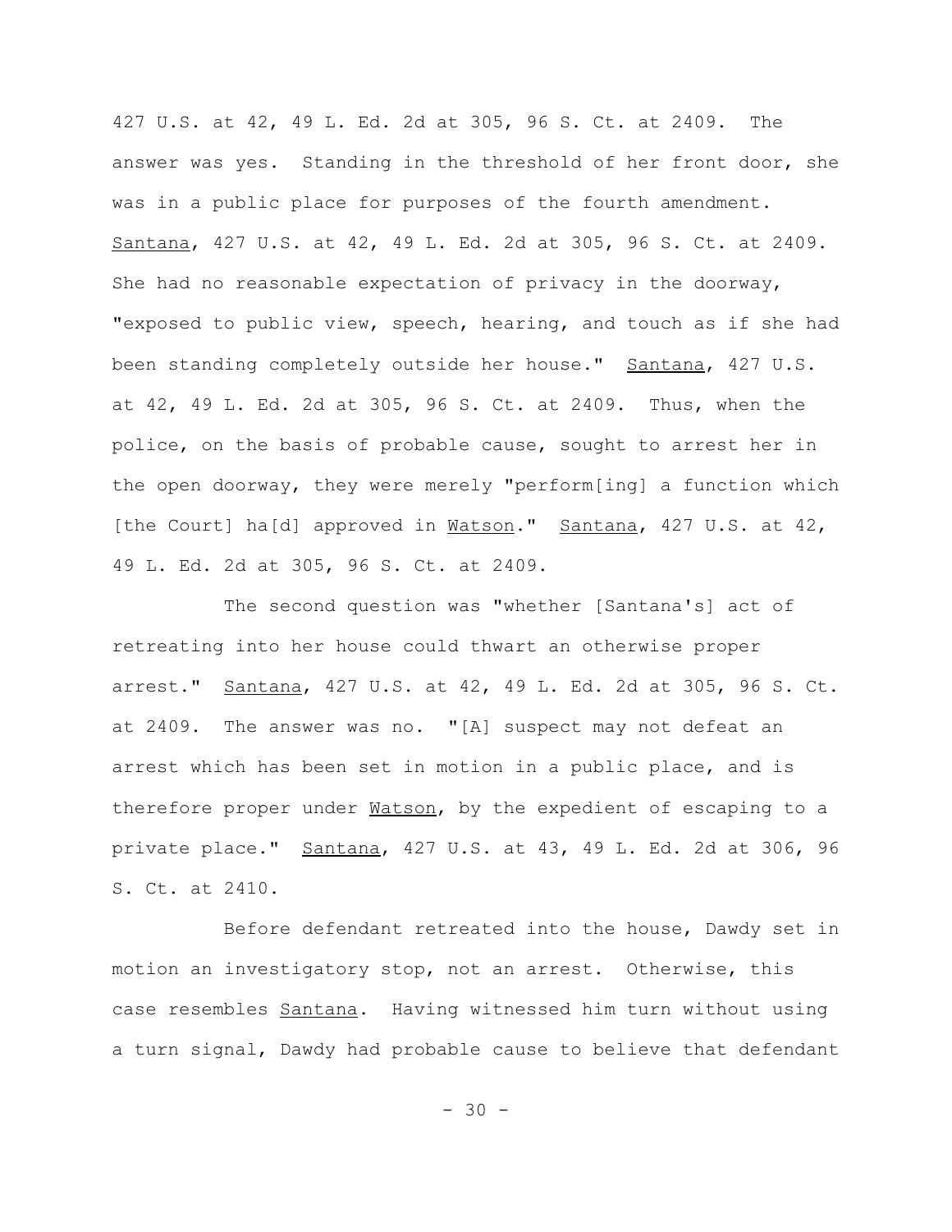427 U.S. at 42, 49 L. Ed. 2d at 305, 96 S. Ct. at 2409. The answer was yes. Standing in the threshold of her front door, she was in a public place for purposes of the fourth amendment. Santana, 427 U.S. at 42, 49 L. Ed. 2d at 305, 96 S. Ct. at 2409. She had no reasonable expectation of privacy in the doorway, "exposed to public view, speech, hearing, and touch as if she had been standing completely outside her house." Santana, 427 U.S. at 42, 49 L. Ed. 2d at 305, 96 S. Ct. at 2409. Thus, when the police, on the basis of probable cause, sought to arrest her in the open doorway, they were merely "perform[ing] a function which [the Court] ha[d] approved in Watson." Santana, 427 U.S. at 42, 49 L. Ed. 2d at 305, 96 S. Ct. at 2409.

The second question was "whether [Santana's] act of retreating into her house could thwart an otherwise proper arrest." Santana, 427 U.S. at 42, 49 L. Ed. 2d at 305, 96 S. Ct. at 2409. The answer was no. "[A] suspect may not defeat an arrest which has been set in motion in a public place, and is therefore proper under Watson, by the expedient of escaping to a private place." Santana, 427 U.S. at 43, 49 L. Ed. 2d at 306, 96 S. Ct. at 2410.

Before defendant retreated into the house, Dawdy set in motion an investigatory stop, not an arrest. Otherwise, this case resembles Santana. Having witnessed him turn without using a turn signal, Dawdy had probable cause to believe that defendant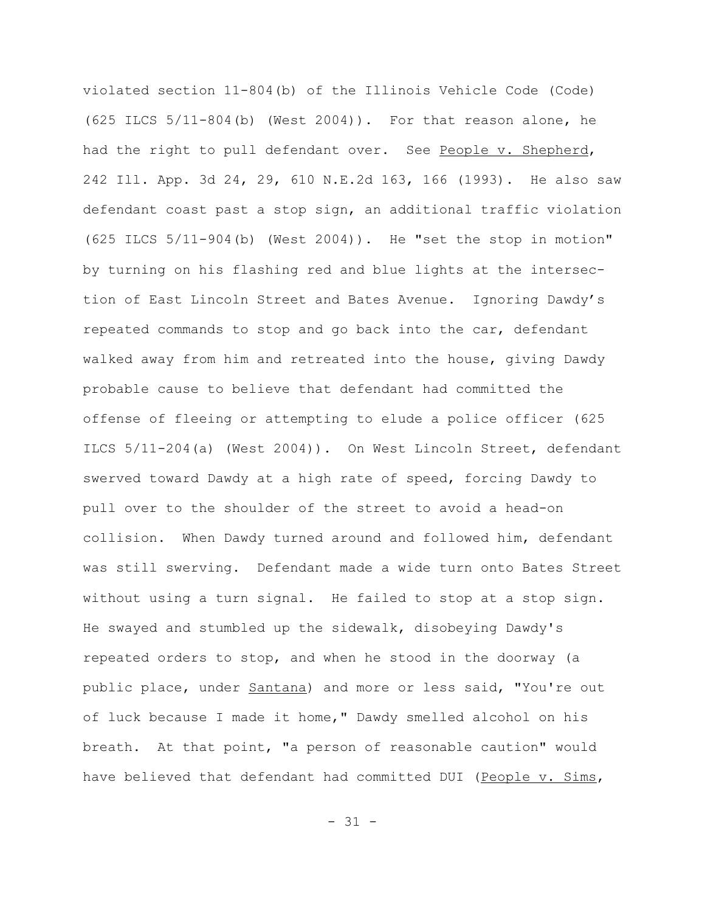violated section 11-804(b) of the Illinois Vehicle Code (Code) (625 ILCS 5/11-804(b) (West 2004)). For that reason alone, he had the right to pull defendant over. See People v. Shepherd, 242 Ill. App. 3d 24, 29, 610 N.E.2d 163, 166 (1993). He also saw defendant coast past a stop sign, an additional traffic violation (625 ILCS 5/11-904(b) (West 2004)). He "set the stop in motion" by turning on his flashing red and blue lights at the intersection of East Lincoln Street and Bates Avenue. Ignoring Dawdy's repeated commands to stop and go back into the car, defendant walked away from him and retreated into the house, giving Dawdy probable cause to believe that defendant had committed the offense of fleeing or attempting to elude a police officer (625 ILCS 5/11-204(a) (West 2004)). On West Lincoln Street, defendant swerved toward Dawdy at a high rate of speed, forcing Dawdy to pull over to the shoulder of the street to avoid a head-on collision. When Dawdy turned around and followed him, defendant was still swerving. Defendant made a wide turn onto Bates Street without using a turn signal. He failed to stop at a stop sign. He swayed and stumbled up the sidewalk, disobeying Dawdy's repeated orders to stop, and when he stood in the doorway (a public place, under Santana) and more or less said, "You're out of luck because I made it home," Dawdy smelled alcohol on his breath. At that point, "a person of reasonable caution" would have believed that defendant had committed DUI (People v. Sims,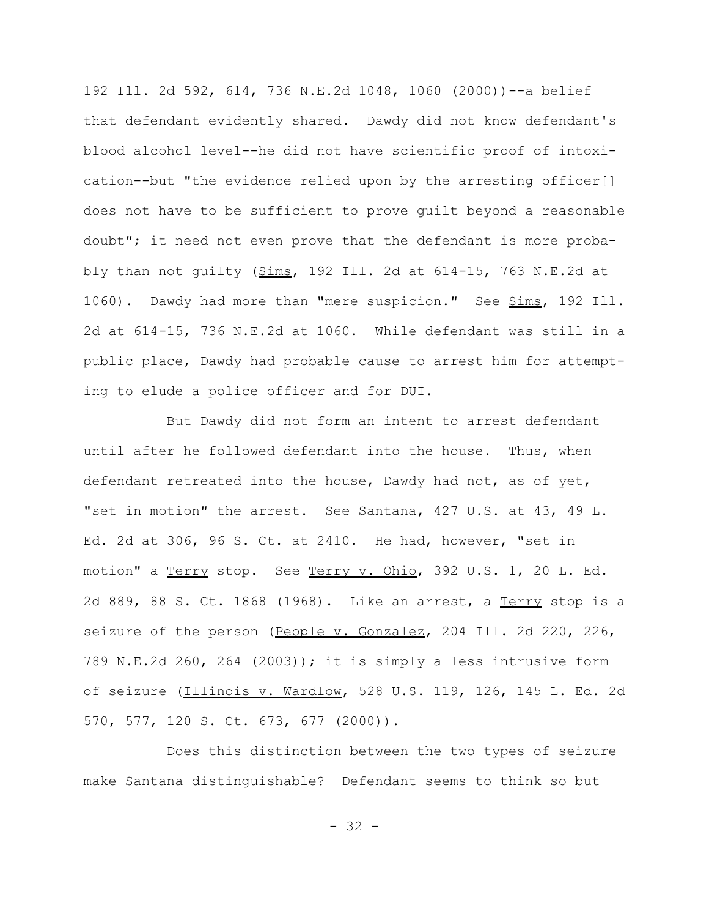192 Ill. 2d 592, 614, 736 N.E.2d 1048, 1060 (2000))--a belief that defendant evidently shared. Dawdy did not know defendant's blood alcohol level--he did not have scientific proof of intoxication--but "the evidence relied upon by the arresting officer[] does not have to be sufficient to prove guilt beyond a reasonable doubt"; it need not even prove that the defendant is more probably than not guilty (Sims, 192 Ill. 2d at 614-15, 763 N.E.2d at 1060). Dawdy had more than "mere suspicion." See Sims, 192 Ill. 2d at 614-15, 736 N.E.2d at 1060. While defendant was still in a public place, Dawdy had probable cause to arrest him for attempting to elude a police officer and for DUI.

But Dawdy did not form an intent to arrest defendant until after he followed defendant into the house. Thus, when defendant retreated into the house, Dawdy had not, as of yet, "set in motion" the arrest. See Santana, 427 U.S. at 43, 49 L. Ed. 2d at 306, 96 S. Ct. at 2410. He had, however, "set in motion" a Terry stop. See Terry v. Ohio, 392 U.S. 1, 20 L. Ed. 2d 889, 88 S. Ct. 1868 (1968). Like an arrest, a Terry stop is a seizure of the person (People v. Gonzalez, 204 Ill. 2d 220, 226, 789 N.E.2d 260, 264 (2003)); it is simply a less intrusive form of seizure (Illinois v. Wardlow, 528 U.S. 119, 126, 145 L. Ed. 2d 570, 577, 120 S. Ct. 673, 677 (2000)).

Does this distinction between the two types of seizure make Santana distinguishable? Defendant seems to think so but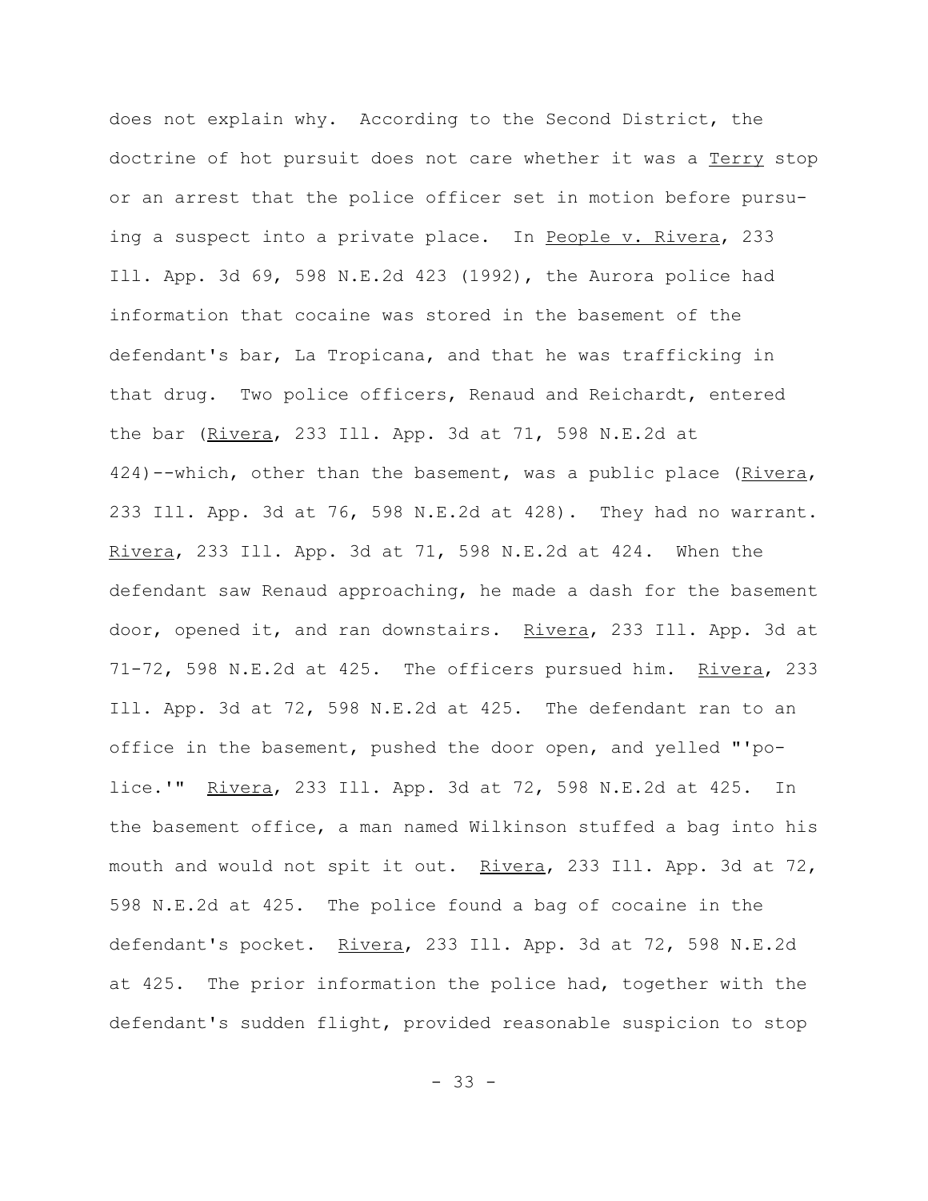does not explain why. According to the Second District, the doctrine of hot pursuit does not care whether it was a _Terry_ stop or an arrest that the police officer set in motion before pursuing a suspect into a private place. In _People v. Rivera_, 233 Ill. App. 3d 69, 598 N.E.2d 423 (1992), the Aurora police had information that cocaine was stored in the basement of the defendant's bar, La Tropicana, and that he was trafficking in that drug. Two police officers, Renaud and Reichardt, entered the bar (_Rivera_, 233 Ill. App. 3d at 71, 598 N.E.2d at 424)--which, other than the basement, was a public place (_Rivera_, 233 Ill. App. 3d at 76, 598 N.E.2d at 428). They had no warrant. _Rivera_, 233 Ill. App. 3d at 71, 598 N.E.2d at 424. When the defendant saw Renaud approaching, he made a dash for the basement door, opened it, and ran downstairs. _Rivera_, 233 Ill. App. 3d at 71-72, 598 N.E.2d at 425. The officers pursued him. _Rivera_, 233 Ill. App. 3d at 72, 598 N.E.2d at 425. The defendant ran to an office in the basement, pushed the door open, and yelled "'police.'" _Rivera_, 233 Ill. App. 3d at 72, 598 N.E.2d at 425. In the basement office, a man named Wilkinson stuffed a bag into his mouth and would not spit it out. _Rivera_, 233 Ill. App. 3d at 72, 598 N.E.2d at 425. The police found a bag of cocaine in the defendant's pocket. _Rivera_, 233 Ill. App. 3d at 72, 598 N.E.2d at 425. The prior information the police had, together with the defendant's sudden flight, provided reasonable suspicion to stop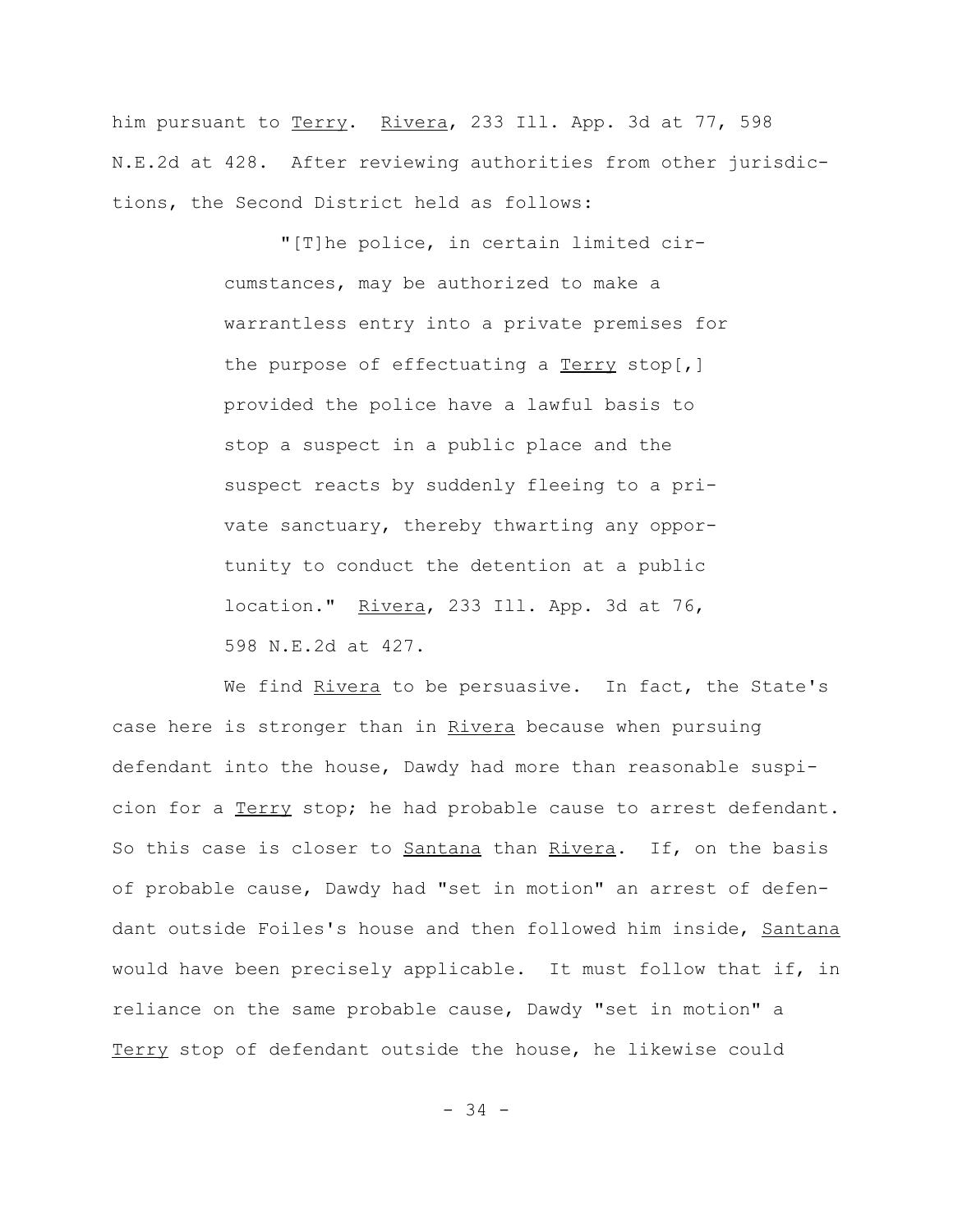him pursuant to _Terry_. _Rivera_, 233 Ill. App. 3d at 77, 598 N.E.2d at 428. After reviewing authorities from other jurisdictions, the Second District held as follows:

> "[T]he police, in certain limited circumstances, may be authorized to make a warrantless entry into a private premises for the purpose of effectuating a _Terry_ stop[,] provided the police have a lawful basis to stop a suspect in a public place and the suspect reacts by suddenly fleeing to a private sanctuary, thereby thwarting any opportunity to conduct the detention at a public location." _Rivera_, 233 Ill. App. 3d at 76, 598 N.E.2d at 427.

We find _Rivera_ to be persuasive. In fact, the State's case here is stronger than in _Rivera_ because when pursuing defendant into the house, Dawdy had more than reasonable suspicion for a _Terry_ stop; he had probable cause to arrest defendant. So this case is closer to _Santana_ than _Rivera_. If, on the basis of probable cause, Dawdy had "set in motion" an arrest of defendant outside Foiles's house and then followed him inside, _Santana_ would have been precisely applicable. It must follow that if, in reliance on the same probable cause, Dawdy "set in motion" a _Terry_ stop of defendant outside the house, he likewise could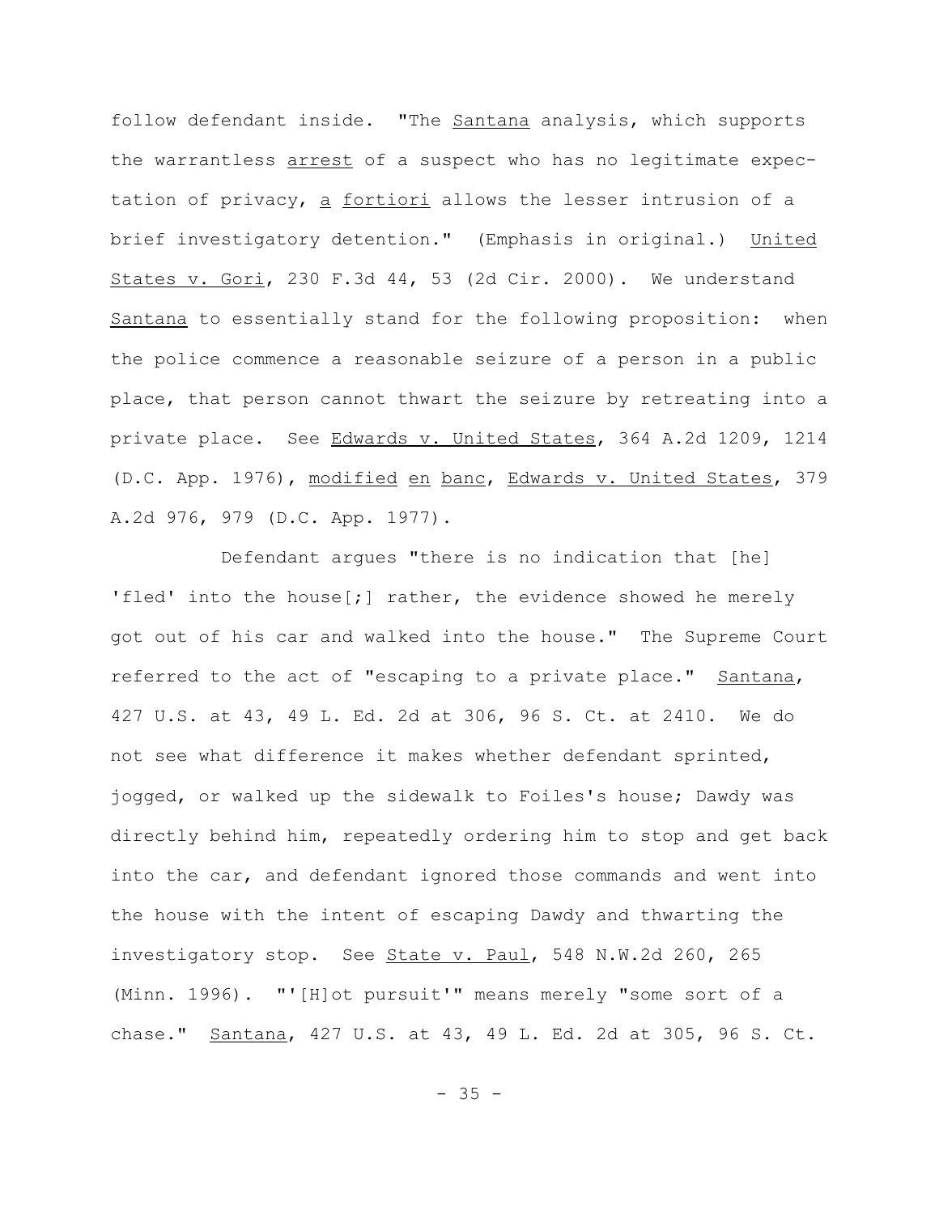follow defendant inside. "The _Santana_ analysis, which supports the warrantless _arrest_ of a suspect who has no legitimate expectation of privacy, _a fortiori_ allows the lesser intrusion of a brief investigatory detention." (Emphasis in original.) _United States v. Gori_, 230 F.3d 44, 53 (2d Cir. 2000). We understand _Santana_ to essentially stand for the following proposition: when the police commence a reasonable seizure of a person in a public place, that person cannot thwart the seizure by retreating into a private place. See _Edwards v. United States_, 364 A.2d 1209, 1214 (D.C. App. 1976), _modified en banc_, _Edwards v. United States_, 379 A.2d 976, 979 (D.C. App. 1977).

Defendant argues "there is no indication that [he] 'fled' into the house[;] rather, the evidence showed he merely got out of his car and walked into the house." The Supreme Court referred to the act of "escaping to a private place." _Santana_, 427 U.S. at 43, 49 L. Ed. 2d at 306, 96 S. Ct. at 2410. We do not see what difference it makes whether defendant sprinted, jogged, or walked up the sidewalk to Foiles's house; Dawdy was directly behind him, repeatedly ordering him to stop and get back into the car, and defendant ignored those commands and went into the house with the intent of escaping Dawdy and thwarting the investigatory stop. See _State v. Paul_, 548 N.W.2d 260, 265 (Minn. 1996). "'[H]ot pursuit'" means merely "some sort of a chase." _Santana_, 427 U.S. at 43, 49 L. Ed. 2d at 305, 96 S. Ct.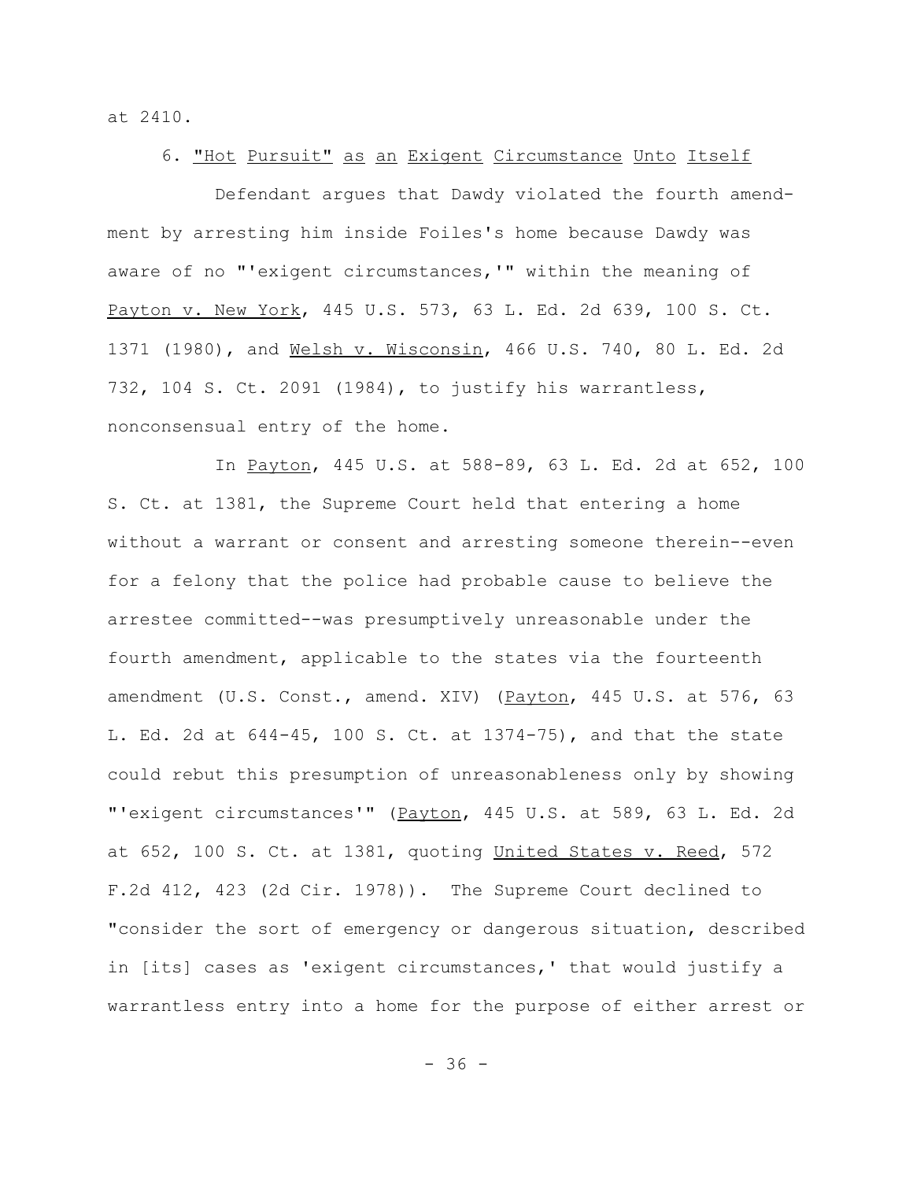at 2410.

6. <u>"Hot Pursuit" as an Exigent Circumstance Unto Itself</u>

Defendant argues that Dawdy violated the fourth amendment by arresting him inside Foiles's home because Dawdy was aware of no "'exigent circumstances,'" within the meaning of <u>Payton v. New York</u>, 445 U.S. 573, 63 L. Ed. 2d 639, 100 S. Ct. 1371 (1980), and <u>Welsh v. Wisconsin</u>, 466 U.S. 740, 80 L. Ed. 2d 732, 104 S. Ct. 2091 (1984), to justify his warrantless, nonconsensual entry of the home.

In <u>Payton</u>, 445 U.S. at 588-89, 63 L. Ed. 2d at 652, 100 S. Ct. at 1381, the Supreme Court held that entering a home without a warrant or consent and arresting someone therein--even for a felony that the police had probable cause to believe the arrestee committed--was presumptively unreasonable under the fourth amendment, applicable to the states via the fourteenth amendment (U.S. Const., amend. XIV) (<u>Payton</u>, 445 U.S. at 576, 63 L. Ed. 2d at 644-45, 100 S. Ct. at 1374-75), and that the state could rebut this presumption of unreasonableness only by showing "'exigent circumstances'" (<u>Payton</u>, 445 U.S. at 589, 63 L. Ed. 2d at 652, 100 S. Ct. at 1381, quoting <u>United States v. Reed</u>, 572 F.2d 412, 423 (2d Cir. 1978)). The Supreme Court declined to "consider the sort of emergency or dangerous situation, described in [its] cases as 'exigent circumstances,' that would justify a warrantless entry into a home for the purpose of either arrest or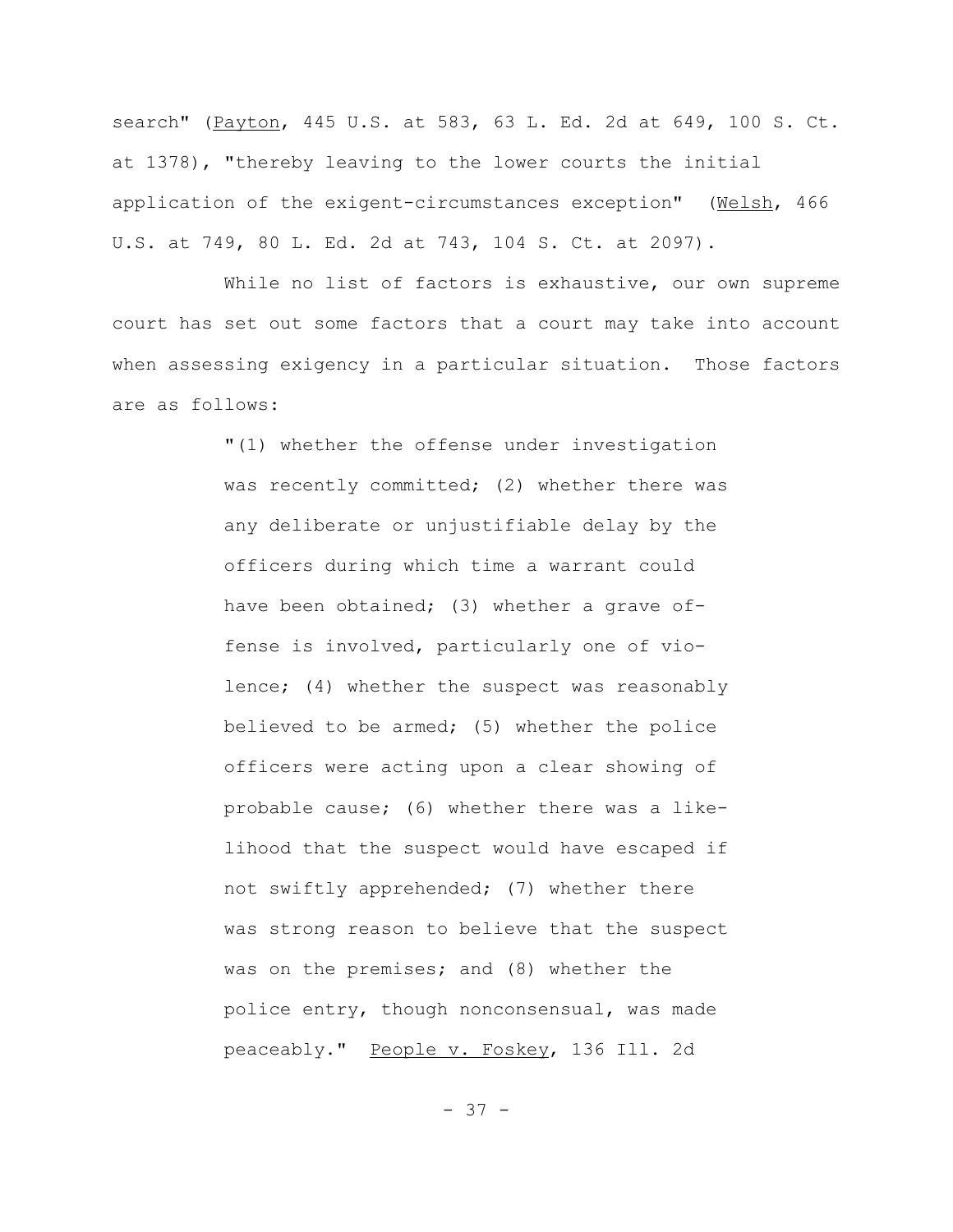search" (Payton, 445 U.S. at 583, 63 L. Ed. 2d at 649, 100 S. Ct. at 1378), "thereby leaving to the lower courts the initial application of the exigent-circumstances exception" (Welsh, 466 U.S. at 749, 80 L. Ed. 2d at 743, 104 S. Ct. at 2097).

While no list of factors is exhaustive, our own supreme court has set out some factors that a court may take into account when assessing exigency in a particular situation. Those factors are as follows:

> "(1) whether the offense under investigation was recently committed; (2) whether there was any deliberate or unjustifiable delay by the officers during which time a warrant could have been obtained; (3) whether a grave offense is involved, particularly one of violence; (4) whether the suspect was reasonably believed to be armed; (5) whether the police officers were acting upon a clear showing of probable cause; (6) whether there was a likelihood that the suspect would have escaped if not swiftly apprehended; (7) whether there was strong reason to believe that the suspect was on the premises; and (8) whether the police entry, though nonconsensual, was made peaceably." People v. Foskey, 136 Ill. 2d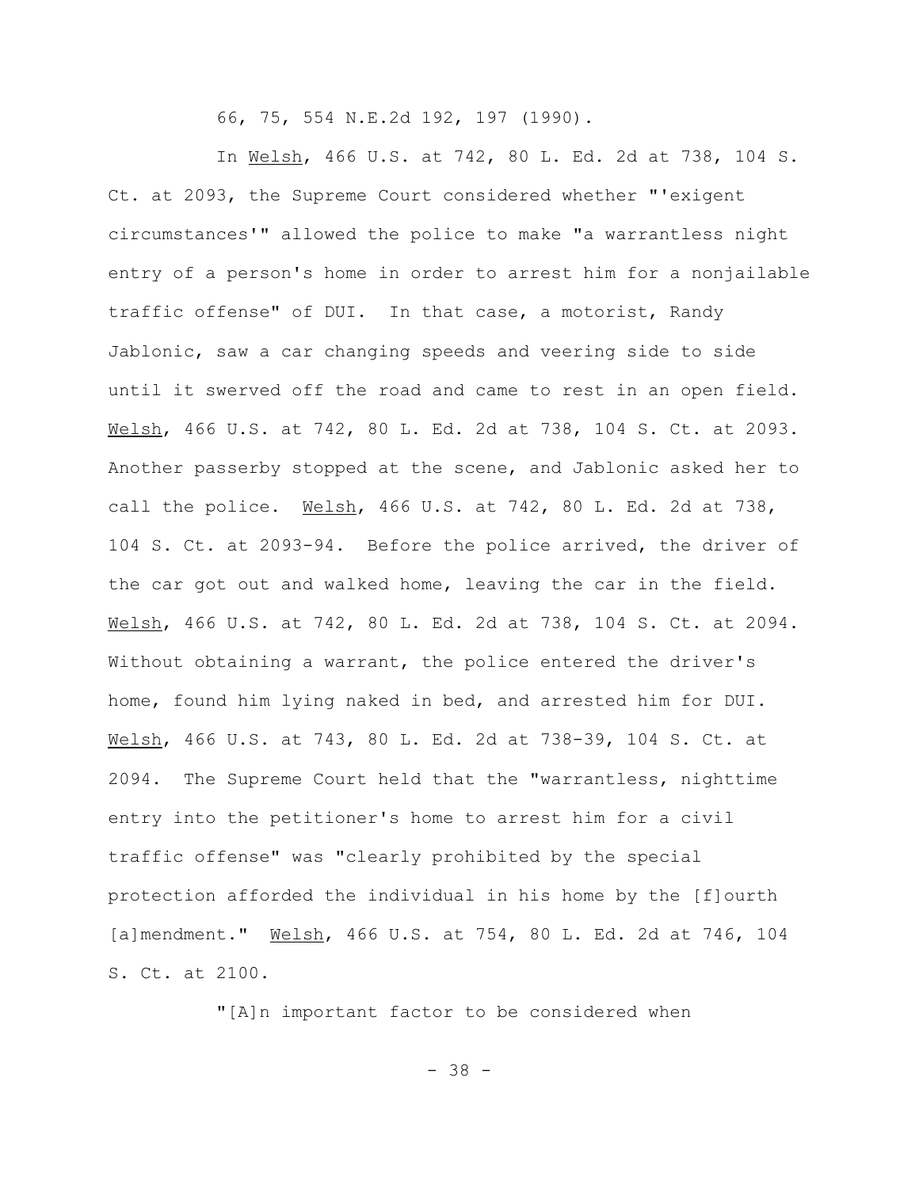66, 75, 554 N.E.2d 192, 197 (1990).

In Welsh, 466 U.S. at 742, 80 L. Ed. 2d at 738, 104 S. Ct. at 2093, the Supreme Court considered whether "'exigent circumstances'" allowed the police to make "a warrantless night entry of a person's home in order to arrest him for a nonjailable traffic offense" of DUI. In that case, a motorist, Randy Jablonic, saw a car changing speeds and veering side to side until it swerved off the road and came to rest in an open field. Welsh, 466 U.S. at 742, 80 L. Ed. 2d at 738, 104 S. Ct. at 2093. Another passerby stopped at the scene, and Jablonic asked her to call the police. Welsh, 466 U.S. at 742, 80 L. Ed. 2d at 738, 104 S. Ct. at 2093-94. Before the police arrived, the driver of the car got out and walked home, leaving the car in the field. Welsh, 466 U.S. at 742, 80 L. Ed. 2d at 738, 104 S. Ct. at 2094. Without obtaining a warrant, the police entered the driver's home, found him lying naked in bed, and arrested him for DUI. Welsh, 466 U.S. at 743, 80 L. Ed. 2d at 738-39, 104 S. Ct. at 2094. The Supreme Court held that the "warrantless, nighttime entry into the petitioner's home to arrest him for a civil traffic offense" was "clearly prohibited by the special protection afforded the individual in his home by the [f]ourth [a]mendment." Welsh, 466 U.S. at 754, 80 L. Ed. 2d at 746, 104 S. Ct. at 2100.

"[A]n important factor to be considered when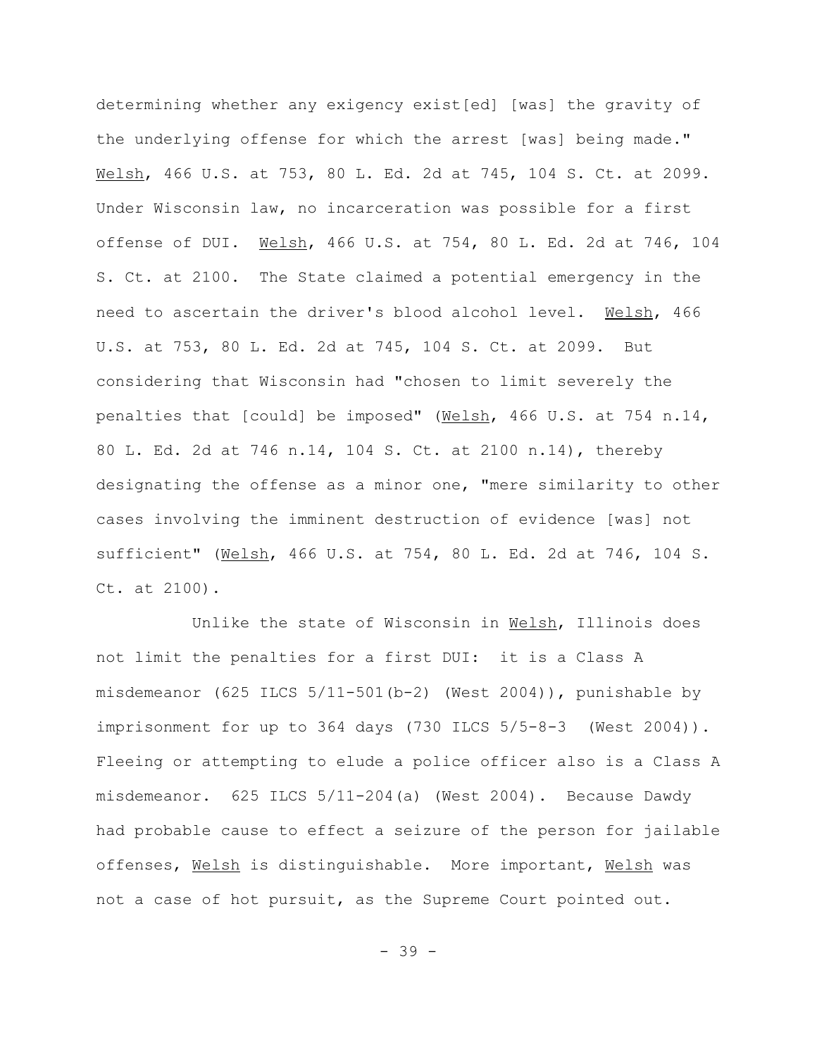determining whether any exigency exist[ed] [was] the gravity of the underlying offense for which the arrest [was] being made." Welsh, 466 U.S. at 753, 80 L. Ed. 2d at 745, 104 S. Ct. at 2099. Under Wisconsin law, no incarceration was possible for a first offense of DUI. Welsh, 466 U.S. at 754, 80 L. Ed. 2d at 746, 104 S. Ct. at 2100. The State claimed a potential emergency in the need to ascertain the driver's blood alcohol level. Welsh, 466 U.S. at 753, 80 L. Ed. 2d at 745, 104 S. Ct. at 2099. But considering that Wisconsin had "chosen to limit severely the penalties that [could] be imposed" (Welsh, 466 U.S. at 754 n.14, 80 L. Ed. 2d at 746 n.14, 104 S. Ct. at 2100 n.14), thereby designating the offense as a minor one, "mere similarity to other cases involving the imminent destruction of evidence [was] not sufficient" (Welsh, 466 U.S. at 754, 80 L. Ed. 2d at 746, 104 S. Ct. at 2100).

Unlike the state of Wisconsin in Welsh, Illinois does not limit the penalties for a first DUI: it is a Class A misdemeanor (625 ILCS 5/11-501(b-2) (West 2004)), punishable by imprisonment for up to 364 days (730 ILCS 5/5-8-3 (West 2004)). Fleeing or attempting to elude a police officer also is a Class A misdemeanor. 625 ILCS 5/11-204(a) (West 2004). Because Dawdy had probable cause to effect a seizure of the person for jailable offenses, Welsh is distinguishable. More important, Welsh was not a case of hot pursuit, as the Supreme Court pointed out.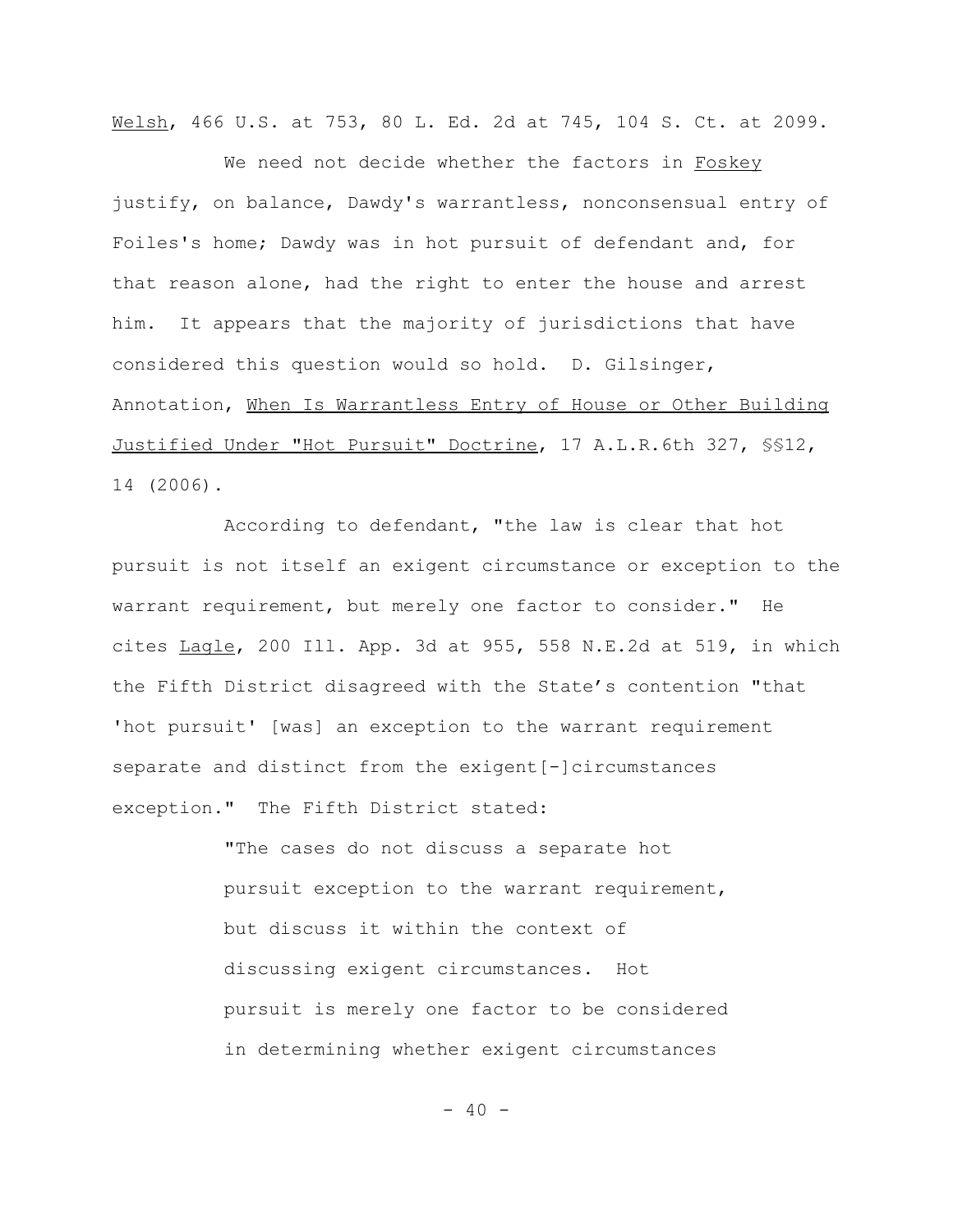*Welsh*, 466 U.S. at 753, 80 L. Ed. 2d at 745, 104 S. Ct. at 2099.

We need not decide whether the factors in *Foskey* justify, on balance, Dawdy's warrantless, nonconsensual entry of Foiles's home; Dawdy was in hot pursuit of defendant and, for that reason alone, had the right to enter the house and arrest him. It appears that the majority of jurisdictions that have considered this question would so hold. D. Gilsinger, Annotation, *When Is Warrantless Entry of House or Other Building Justified Under "Hot Pursuit" Doctrine*, 17 A.L.R.6th 327, §§12, 14 (2006).

According to defendant, "the law is clear that hot pursuit is not itself an exigent circumstance or exception to the warrant requirement, but merely one factor to consider." He cites *Lagle*, 200 Ill. App. 3d at 955, 558 N.E.2d at 519, in which the Fifth District disagreed with the State's contention "that 'hot pursuit' [was] an exception to the warrant requirement separate and distinct from the exigent[-]circumstances exception." The Fifth District stated:

> "The cases do not discuss a separate hot pursuit exception to the warrant requirement, but discuss it within the context of discussing exigent circumstances. Hot pursuit is merely one factor to be considered in determining whether exigent circumstances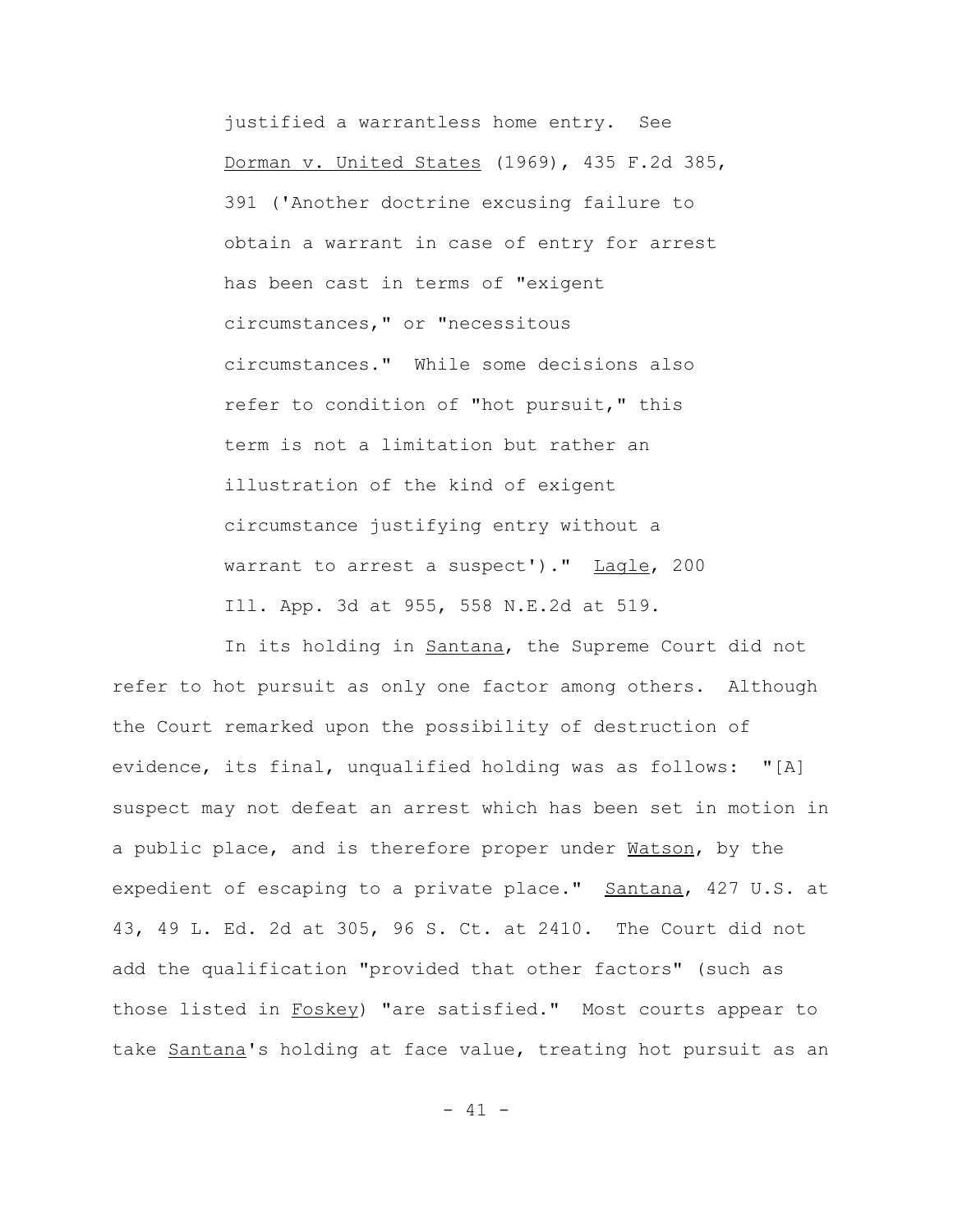> justified a warrantless home entry. See Dorman v. United States (1969), 435 F.2d 385, 391 ('Another doctrine excusing failure to obtain a warrant in case of entry for arrest has been cast in terms of "exigent circumstances," or "necessitous circumstances." While some decisions also refer to condition of "hot pursuit," this term is not a limitation but rather an illustration of the kind of exigent circumstance justifying entry without a warrant to arrest a suspect')." Lagle, 200 Ill. App. 3d at 955, 558 N.E.2d at 519.

In its holding in Santana, the Supreme Court did not refer to hot pursuit as only one factor among others. Although the Court remarked upon the possibility of destruction of evidence, its final, unqualified holding was as follows: "[A] suspect may not defeat an arrest which has been set in motion in a public place, and is therefore proper under Watson, by the expedient of escaping to a private place." Santana, 427 U.S. at 43, 49 L. Ed. 2d at 305, 96 S. Ct. at 2410. The Court did not add the qualification "provided that other factors" (such as those listed in Foskey) "are satisfied." Most courts appear to take Santana's holding at face value, treating hot pursuit as an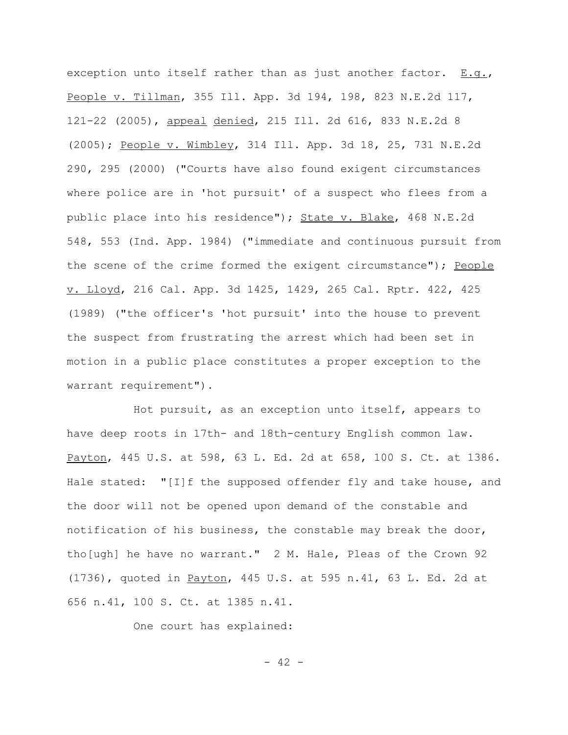exception unto itself rather than as just another factor. _E.g._, _People v. Tillman_, 355 Ill. App. 3d 194, 198, 823 N.E.2d 117, 121-22 (2005), _appeal denied_, 215 Ill. 2d 616, 833 N.E.2d 8 (2005); _People v. Wimbley_, 314 Ill. App. 3d 18, 25, 731 N.E.2d 290, 295 (2000) ("Courts have also found exigent circumstances where police are in 'hot pursuit' of a suspect who flees from a public place into his residence"); _State v. Blake_, 468 N.E.2d 548, 553 (Ind. App. 1984) ("immediate and continuous pursuit from the scene of the crime formed the exigent circumstance"); _People v. Lloyd_, 216 Cal. App. 3d 1425, 1429, 265 Cal. Rptr. 422, 425 (1989) ("the officer's 'hot pursuit' into the house to prevent the suspect from frustrating the arrest which had been set in motion in a public place constitutes a proper exception to the warrant requirement").

Hot pursuit, as an exception unto itself, appears to have deep roots in 17th- and 18th-century English common law. _Payton_, 445 U.S. at 598, 63 L. Ed. 2d at 658, 100 S. Ct. at 1386. Hale stated: "[I]f the supposed offender fly and take house, and the door will not be opened upon demand of the constable and notification of his business, the constable may break the door, tho[ugh] he have no warrant." 2 M. Hale, Pleas of the Crown 92 (1736), quoted in _Payton_, 445 U.S. at 595 n.41, 63 L. Ed. 2d at 656 n.41, 100 S. Ct. at 1385 n.41.

One court has explained: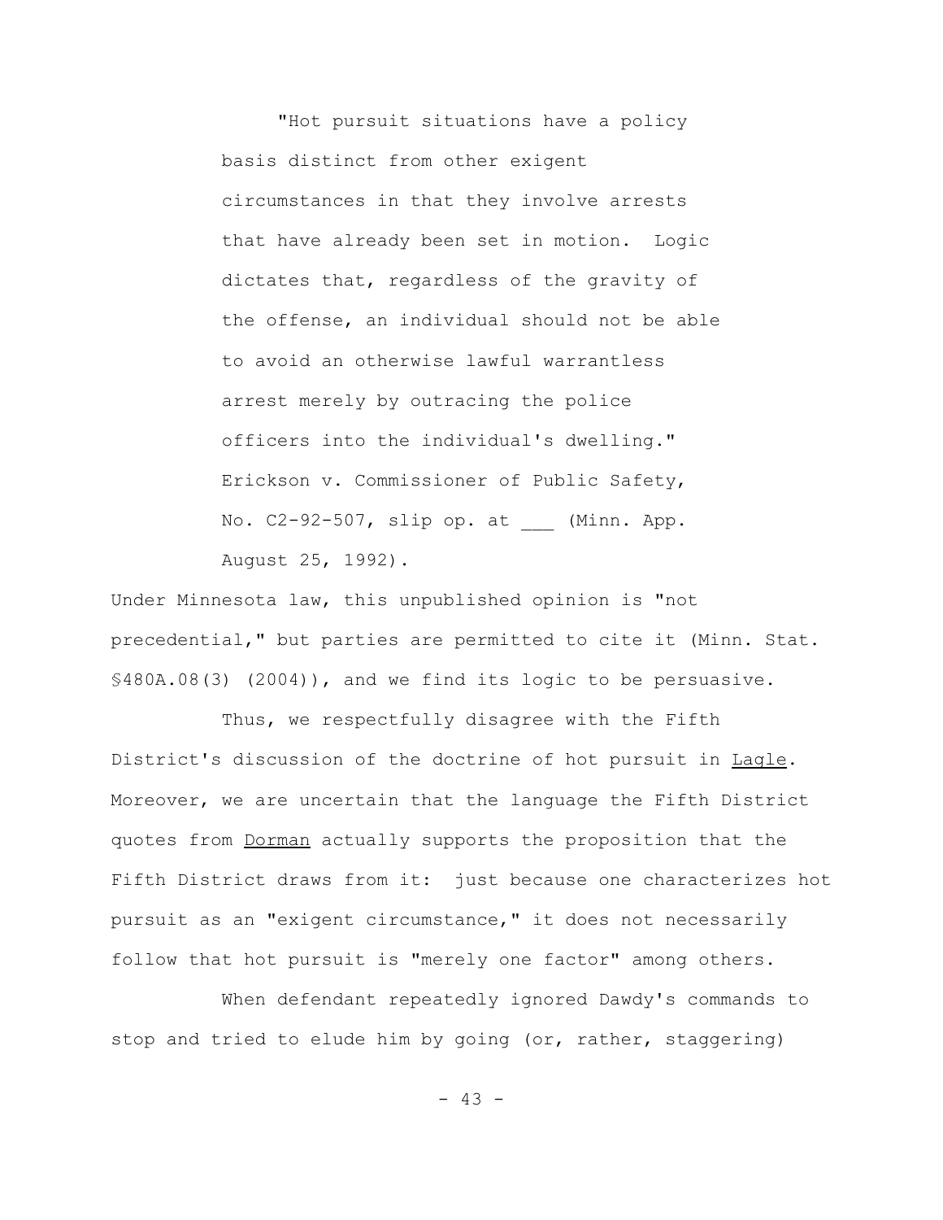> "Hot pursuit situations have a policy basis distinct from other exigent circumstances in that they involve arrests that have already been set in motion. Logic dictates that, regardless of the gravity of the offense, an individual should not be able to avoid an otherwise lawful warrantless arrest merely by outracing the police officers into the individual's dwelling." Erickson v. Commissioner of Public Safety, No. C2-92-507, slip op. at ___ (Minn. App. August 25, 1992).

Under Minnesota law, this unpublished opinion is "not precedential," but parties are permitted to cite it (Minn. Stat. §480A.08(3) (2004)), and we find its logic to be persuasive.

Thus, we respectfully disagree with the Fifth District's discussion of the doctrine of hot pursuit in Lagle. Moreover, we are uncertain that the language the Fifth District quotes from Dorman actually supports the proposition that the Fifth District draws from it: just because one characterizes hot pursuit as an "exigent circumstance," it does not necessarily follow that hot pursuit is "merely one factor" among others.

When defendant repeatedly ignored Dawdy's commands to stop and tried to elude him by going (or, rather, staggering)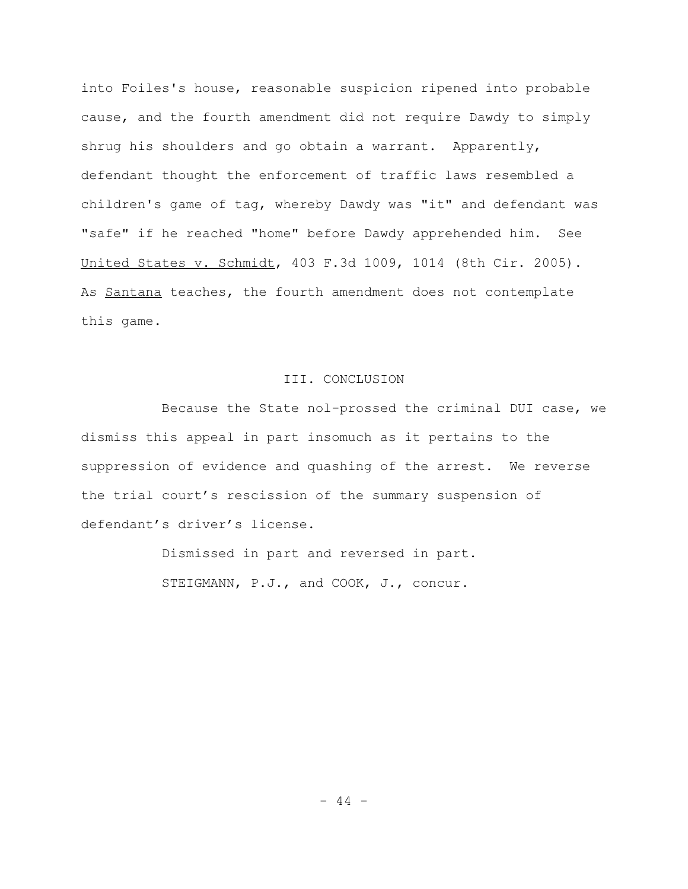into Foiles's house, reasonable suspicion ripened into probable cause, and the fourth amendment did not require Dawdy to simply shrug his shoulders and go obtain a warrant. Apparently, defendant thought the enforcement of traffic laws resembled a children's game of tag, whereby Dawdy was "it" and defendant was "safe" if he reached "home" before Dawdy apprehended him. See United States v. Schmidt, 403 F.3d 1009, 1014 (8th Cir. 2005). As Santana teaches, the fourth amendment does not contemplate this game.

## III. CONCLUSION

Because the State nol-prossed the criminal DUI case, we dismiss this appeal in part insomuch as it pertains to the suppression of evidence and quashing of the arrest. We reverse the trial court's rescission of the summary suspension of defendant's driver's license.

Dismissed in part and reversed in part.

STEIGMANN, P.J., and COOK, J., concur.